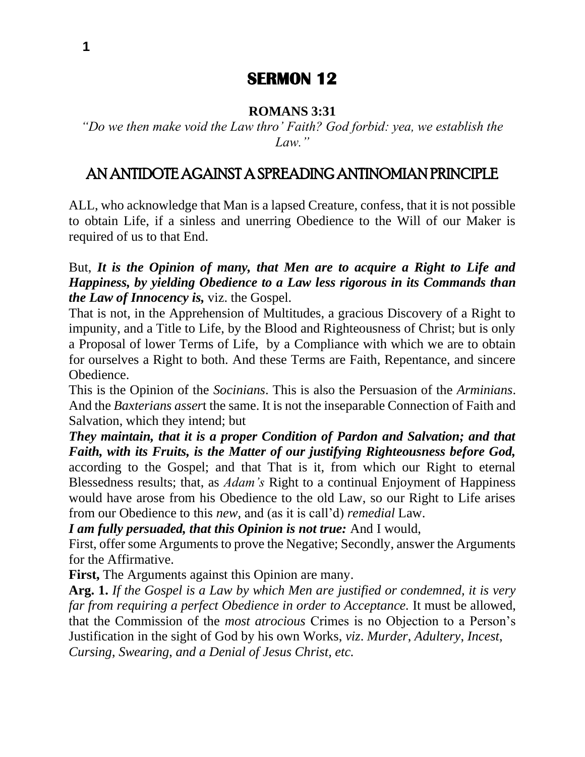# SERMON 12

**ROMANS 3:31**

*"Do we then make void the Law thro' Faith? God forbid: yea, we establish the Law."*

## AN ANTIDOTE AGAINST A SPREADING ANTINOMIAN PRINCIPLE

ALL, who acknowledge that Man is a lapsed Creature, confess, that it is not possible to obtain Life, if a sinless and unerring Obedience to the Will of our Maker is required of us to that End.

But, ***It is the Opinion of many, that Men are to acquire a Right to Life and Happiness, by yielding Obedience to a Law less rigorous in its Commands than the Law of Innocency is,*** viz. the Gospel.

That is not, in the Apprehension of Multitudes, a gracious Discovery of a Right to impunity, and a Title to Life, by the Blood and Righteousness of Christ; but is only a Proposal of lower Terms of Life, by a Compliance with which we are to obtain for ourselves a Right to both. And these Terms are Faith, Repentance, and sincere Obedience.

This is the Opinion of the *Socinians*. This is also the Persuasion of the *Arminians*. And the *Baxterians asser*t the same. It is not the inseparable Connection of Faith and Salvation, which they intend; but

***They maintain, that it is a proper Condition of Pardon and Salvation; and that Faith, with its Fruits, is the Matter of our justifying Righteousness before God,*** according to the Gospel; and that That is it, from which our Right to eternal Blessedness results; that, as *Adam's* Right to a continual Enjoyment of Happiness would have arose from his Obedience to the old Law, so our Right to Life arises from our Obedience to this *new*, and (as it is call'd) *remedial* Law.

***I am fully persuaded, that this Opinion is not true:*** And I would,

First, offer some Arguments to prove the Negative; Secondly, answer the Arguments for the Affirmative.

**First,** The Arguments against this Opinion are many.

**Arg. 1.** *If the Gospel is a Law by which Men are justified or condemned, it is very far from requiring a perfect Obedience in order to Acceptance.* It must be allowed, that the Commission of the *most atrocious* Crimes is no Objection to a Person's Justification in the sight of God by his own Works, *viz*. *Murder*, *Adultery*, *Incest*, *Cursing*, *Swearing*, *and a Denial of Jesus Christ, etc.*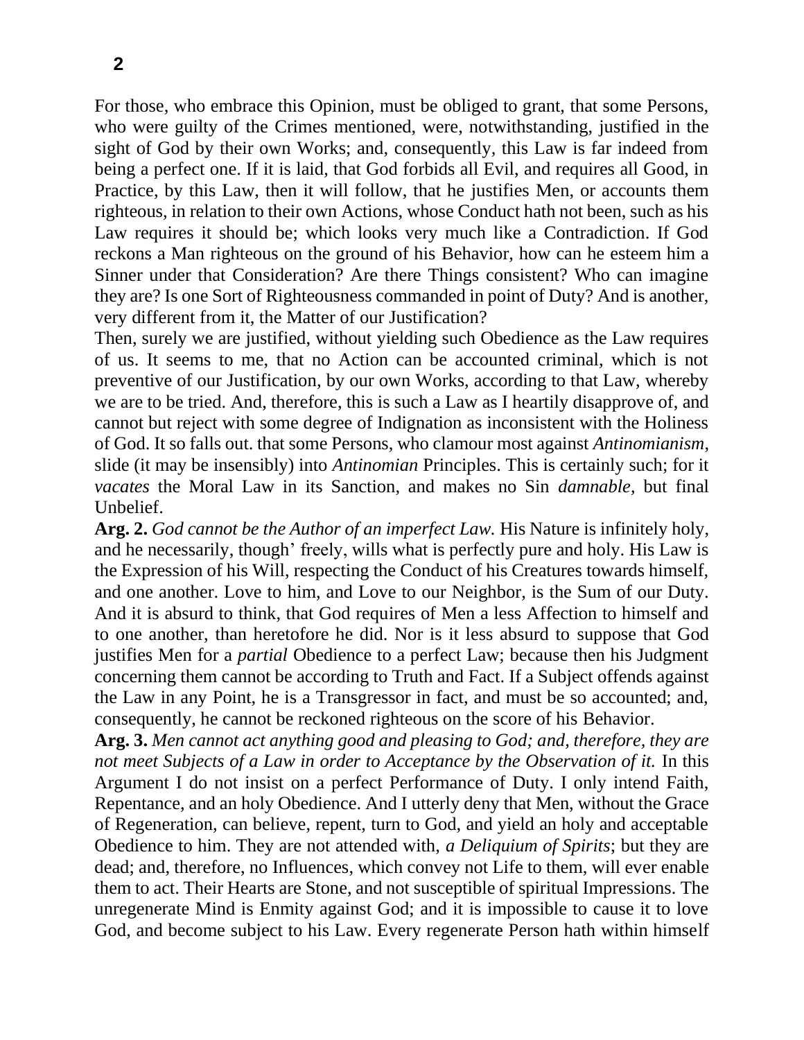For those, who embrace this Opinion, must be obliged to grant, that some Persons, who were guilty of the Crimes mentioned, were, notwithstanding, justified in the sight of God by their own Works; and, consequently, this Law is far indeed from being a perfect one. If it is laid, that God forbids all Evil, and requires all Good, in Practice, by this Law, then it will follow, that he justifies Men, or accounts them righteous, in relation to their own Actions, whose Conduct hath not been, such as his Law requires it should be; which looks very much like a Contradiction. If God reckons a Man righteous on the ground of his Behavior, how can he esteem him a Sinner under that Consideration? Are there Things consistent? Who can imagine they are? Is one Sort of Righteousness commanded in point of Duty? And is another, very different from it, the Matter of our Justification?

Then, surely we are justified, without yielding such Obedience as the Law requires of us. It seems to me, that no Action can be accounted criminal, which is not preventive of our Justification, by our own Works, according to that Law, whereby we are to be tried. And, therefore, this is such a Law as I heartily disapprove of, and cannot but reject with some degree of Indignation as inconsistent with the Holiness of God. It so falls out. that some Persons, who clamour most against *Antinomianism*, slide (it may be insensibly) into *Antinomian* Principles. This is certainly such; for it *vacates* the Moral Law in its Sanction, and makes no Sin *damnable*, but final Unbelief.

**Arg. 2.** *God cannot be the Author of an imperfect Law.* His Nature is infinitely holy, and he necessarily, though' freely, wills what is perfectly pure and holy. His Law is the Expression of his Will, respecting the Conduct of his Creatures towards himself, and one another. Love to him, and Love to our Neighbor, is the Sum of our Duty. And it is absurd to think, that God requires of Men a less Affection to himself and to one another, than heretofore he did. Nor is it less absurd to suppose that God justifies Men for a *partial* Obedience to a perfect Law; because then his Judgment concerning them cannot be according to Truth and Fact. If a Subject offends against the Law in any Point, he is a Transgressor in fact, and must be so accounted; and, consequently, he cannot be reckoned righteous on the score of his Behavior.

**Arg. 3.** *Men cannot act anything good and pleasing to God; and, therefore, they are not meet Subjects of a Law in order to Acceptance by the Observation of it.* In this Argument I do not insist on a perfect Performance of Duty. I only intend Faith, Repentance, and an holy Obedience. And I utterly deny that Men, without the Grace of Regeneration, can believe, repent, turn to God, and yield an holy and acceptable Obedience to him. They are not attended with, *a Deliquium of Spirits*; but they are dead; and, therefore, no Influences, which convey not Life to them, will ever enable them to act. Their Hearts are Stone, and not susceptible of spiritual Impressions. The unregenerate Mind is Enmity against God; and it is impossible to cause it to love God, and become subject to his Law. Every regenerate Person hath within himself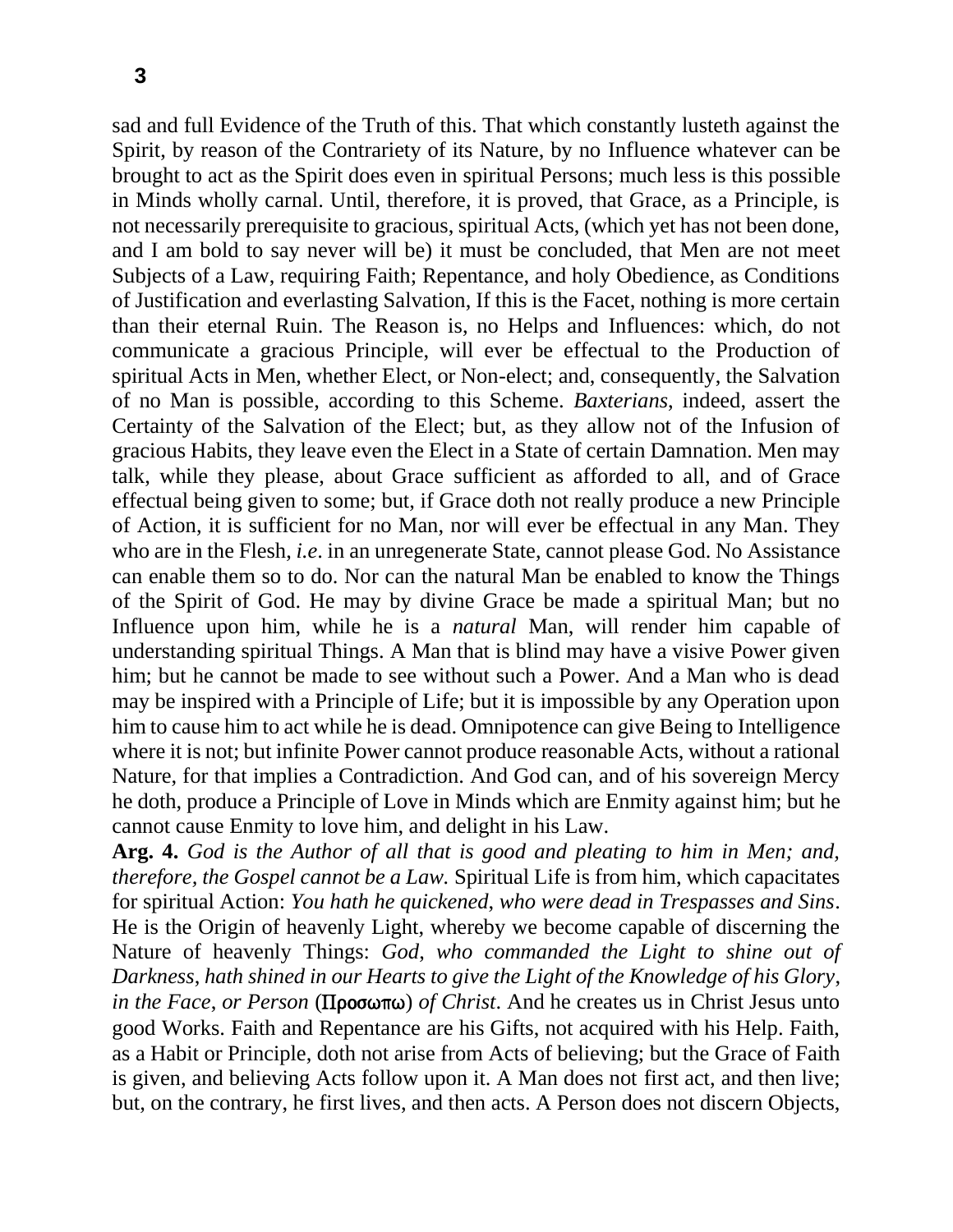sad and full Evidence of the Truth of this. That which constantly lusteth against the Spirit, by reason of the Contrariety of its Nature, by no Influence whatever can be brought to act as the Spirit does even in spiritual Persons; much less is this possible in Minds wholly carnal. Until, therefore, it is proved, that Grace, as a Principle, is not necessarily prerequisite to gracious, spiritual Acts, (which yet has not been done, and I am bold to say never will be) it must be concluded, that Men are not meet Subjects of a Law, requiring Faith; Repentance, and holy Obedience, as Conditions of Justification and everlasting Salvation, If this is the Facet, nothing is more certain than their eternal Ruin. The Reason is, no Helps and Influences: which, do not communicate a gracious Principle, will ever be effectual to the Production of spiritual Acts in Men, whether Elect, or Non-elect; and, consequently, the Salvation of no Man is possible, according to this Scheme. *Baxterians*, indeed, assert the Certainty of the Salvation of the Elect; but, as they allow not of the Infusion of gracious Habits, they leave even the Elect in a State of certain Damnation. Men may talk, while they please, about Grace sufficient as afforded to all, and of Grace effectual being given to some; but, if Grace doth not really produce a new Principle of Action, it is sufficient for no Man, nor will ever be effectual in any Man. They who are in the Flesh, *i.e*. in an unregenerate State, cannot please God. No Assistance can enable them so to do. Nor can the natural Man be enabled to know the Things of the Spirit of God. He may by divine Grace be made a spiritual Man; but no Influence upon him, while he is a *natural* Man, will render him capable of understanding spiritual Things. A Man that is blind may have a visive Power given him; but he cannot be made to see without such a Power. And a Man who is dead may be inspired with a Principle of Life; but it is impossible by any Operation upon him to cause him to act while he is dead. Omnipotence can give Being to Intelligence where it is not; but infinite Power cannot produce reasonable Acts, without a rational Nature, for that implies a Contradiction. And God can, and of his sovereign Mercy he doth, produce a Principle of Love in Minds which are Enmity against him; but he cannot cause Enmity to love him, and delight in his Law.

**Arg. 4.** *God is the Author of all that is good and pleating to him in Men; and, therefore, the Gospel cannot be a Law.* Spiritual Life is from him, which capacitates for spiritual Action: *You hath he quickened, who were dead in Trespasses and Sins*. He is the Origin of heavenly Light, whereby we become capable of discerning the Nature of heavenly Things: *God, who commanded the Light to shine out of Darkness, hath shined in our Hearts to give the Light of the Knowledge of his Glory, in the Face, or Person* (**Προσωπω**) *of Christ*. And he creates us in Christ Jesus unto good Works. Faith and Repentance are his Gifts, not acquired with his Help. Faith, as a Habit or Principle, doth not arise from Acts of believing; but the Grace of Faith is given, and believing Acts follow upon it. A Man does not first act, and then live; but, on the contrary, he first lives, and then acts. A Person does not discern Objects,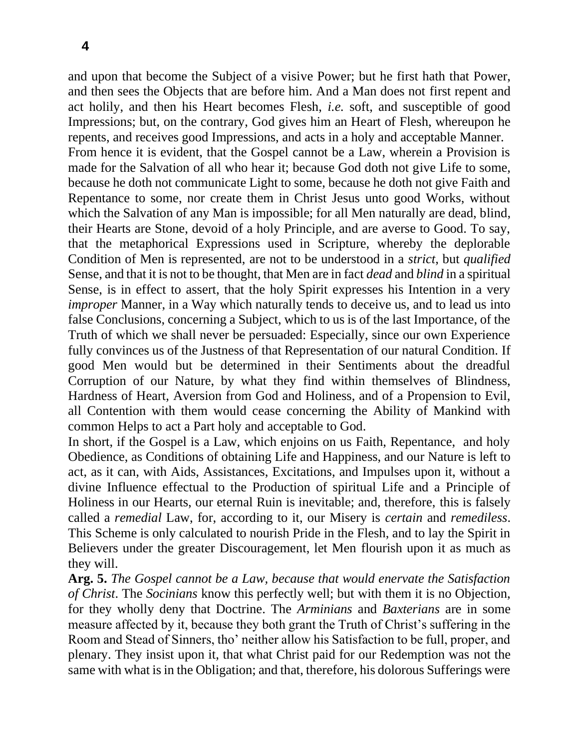and upon that become the Subject of a visive Power; but he first hath that Power, and then sees the Objects that are before him. And a Man does not first repent and act holily, and then his Heart becomes Flesh, *i.e.* soft, and susceptible of good Impressions; but, on the contrary, God gives him an Heart of Flesh, whereupon he repents, and receives good Impressions, and acts in a holy and acceptable Manner.

From hence it is evident, that the Gospel cannot be a Law, wherein a Provision is made for the Salvation of all who hear it; because God doth not give Life to some, because he doth not communicate Light to some, because he doth not give Faith and Repentance to some, nor create them in Christ Jesus unto good Works, without which the Salvation of any Man is impossible; for all Men naturally are dead, blind, their Hearts are Stone, devoid of a holy Principle, and are averse to Good. To say, that the metaphorical Expressions used in Scripture, whereby the deplorable Condition of Men is represented, are not to be understood in a *strict*, but *qualified* Sense, and that it is not to be thought, that Men are in fact *dead* and *blind* in a spiritual Sense, is in effect to assert, that the holy Spirit expresses his Intention in a very *improper* Manner, in a Way which naturally tends to deceive us, and to lead us into false Conclusions, concerning a Subject, which to us is of the last Importance, of the Truth of which we shall never be persuaded: Especially, since our own Experience fully convinces us of the Justness of that Representation of our natural Condition. If good Men would but be determined in their Sentiments about the dreadful Corruption of our Nature, by what they find within themselves of Blindness, Hardness of Heart, Aversion from God and Holiness, and of a Propension to Evil, all Contention with them would cease concerning the Ability of Mankind with common Helps to act a Part holy and acceptable to God.

In short, if the Gospel is a Law, which enjoins on us Faith, Repentance, and holy Obedience, as Conditions of obtaining Life and Happiness, and our Nature is left to act, as it can, with Aids, Assistances, Excitations, and Impulses upon it, without a divine Influence effectual to the Production of spiritual Life and a Principle of Holiness in our Hearts, our eternal Ruin is inevitable; and, therefore, this is falsely called a *remedial* Law, for, according to it, our Misery is *certain* and *remediless*. This Scheme is only calculated to nourish Pride in the Flesh, and to lay the Spirit in Believers under the greater Discouragement, let Men flourish upon it as much as they will.

**Arg. 5.** *The Gospel cannot be a Law, because that would enervate the Satisfaction of Christ*. The *Socinians* know this perfectly well; but with them it is no Objection, for they wholly deny that Doctrine. The *Arminians* and *Baxterians* are in some measure affected by it, because they both grant the Truth of Christ's suffering in the Room and Stead of Sinners, tho' neither allow his Satisfaction to be full, proper, and plenary. They insist upon it, that what Christ paid for our Redemption was not the same with what is in the Obligation; and that, therefore, his dolorous Sufferings were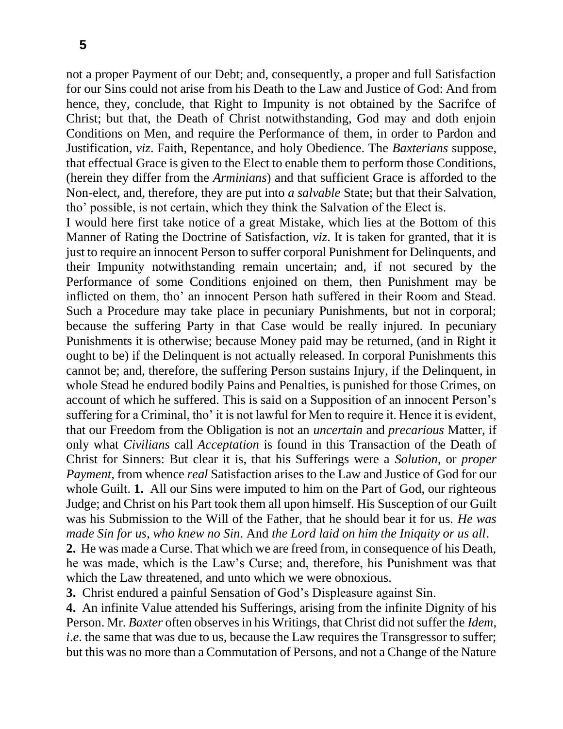not a proper Payment of our Debt; and, consequently, a proper and full Satisfaction for our Sins could not arise from his Death to the Law and Justice of God: And from hence, they, conclude, that Right to Impunity is not obtained by the Sacrifce of Christ; but that, the Death of Christ notwithstanding, God may and doth enjoin Conditions on Men, and require the Performance of them, in order to Pardon and Justification, *viz*. Faith, Repentance, and holy Obedience. The *Baxterians* suppose, that effectual Grace is given to the Elect to enable them to perform those Conditions, (herein they differ from the *Arminians*) and that sufficient Grace is afforded to the Non-elect, and, therefore, they are put into *a salvable* State; but that their Salvation, tho' possible, is not certain, which they think the Salvation of the Elect is.

I would here first take notice of a great Mistake, which lies at the Bottom of this Manner of Rating the Doctrine of Satisfaction, *viz*. It is taken for granted, that it is just to require an innocent Person to suffer corporal Punishment for Delinquents, and their Impunity notwithstanding remain uncertain; and, if not secured by the Performance of some Conditions enjoined on them, then Punishment may be inflicted on them, tho' an innocent Person hath suffered in their Room and Stead. Such a Procedure may take place in pecuniary Punishments, but not in corporal; because the suffering Party in that Case would be really injured. In pecuniary Punishments it is otherwise; because Money paid may be returned, (and in Right it ought to be) if the Delinquent is not actually released. In corporal Punishments this cannot be; and, therefore, the suffering Person sustains Injury, if the Delinquent, in whole Stead he endured bodily Pains and Penalties, is punished for those Crimes, on account of which he suffered. This is said on a Supposition of an innocent Person's suffering for a Criminal, tho' it is not lawful for Men to require it. Hence it is evident, that our Freedom from the Obligation is not an *uncertain* and *precarious* Matter, if only what *Civilians* call *Acceptation* is found in this Transaction of the Death of Christ for Sinners: But clear it is, that his Sufferings were a *Solution*, or *proper Payment*, from whence *real* Satisfaction arises to the Law and Justice of God for our whole Guilt. **1.** All our Sins were imputed to him on the Part of God, our righteous Judge; and Christ on his Part took them all upon himself. His Susception of our Guilt was his Submission to the Will of the Father, that he should bear it for us. *He was made Sin for us, who knew no Sin*. And *the Lord laid on him the Iniquity or us all*.

**2.** He was made a Curse. That which we are freed from, in consequence of his Death, he was made, which is the Law's Curse; and, therefore, his Punishment was that which the Law threatened, and unto which we were obnoxious.

**3.** Christ endured a painful Sensation of God's Displeasure against Sin.

**4.** An infinite Value attended his Sufferings, arising from the infinite Dignity of his Person. Mr. *Baxter* often observes in his Writings, that Christ did not suffer the *Idem*, *i.e*. the same that was due to us, because the Law requires the Transgressor to suffer; but this was no more than a Commutation of Persons, and not a Change of the Nature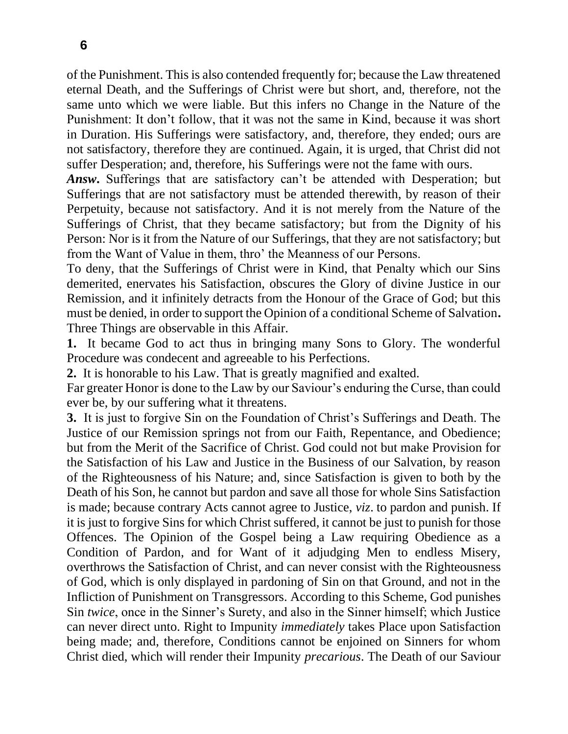of the Punishment. This is also contended frequently for; because the Law threatened eternal Death, and the Sufferings of Christ were but short, and, therefore, not the same unto which we were liable. But this infers no Change in the Nature of the Punishment: It don't follow, that it was not the same in Kind, because it was short in Duration. His Sufferings were satisfactory, and, therefore, they ended; ours are not satisfactory, therefore they are continued. Again, it is urged, that Christ did not suffer Desperation; and, therefore, his Sufferings were not the fame with ours.

***Answ*.** Sufferings that are satisfactory can't be attended with Desperation; but Sufferings that are not satisfactory must be attended therewith, by reason of their Perpetuity, because not satisfactory. And it is not merely from the Nature of the Sufferings of Christ, that they became satisfactory; but from the Dignity of his Person: Nor is it from the Nature of our Sufferings, that they are not satisfactory; but from the Want of Value in them, thro' the Meanness of our Persons.

To deny, that the Sufferings of Christ were in Kind, that Penalty which our Sins demerited, enervates his Satisfaction, obscures the Glory of divine Justice in our Remission, and it infinitely detracts from the Honour of the Grace of God; but this must be denied, in order to support the Opinion of a conditional Scheme of Salvation**.** Three Things are observable in this Affair.

**1.** It became God to act thus in bringing many Sons to Glory. The wonderful Procedure was condecent and agreeable to his Perfections.

**2.** It is honorable to his Law. That is greatly magnified and exalted.

Far greater Honor is done to the Law by our Saviour's enduring the Curse, than could ever be, by our suffering what it threatens.

**3.** It is just to forgive Sin on the Foundation of Christ's Sufferings and Death. The Justice of our Remission springs not from our Faith, Repentance, and Obedience; but from the Merit of the Sacrifice of Christ. God could not but make Provision for the Satisfaction of his Law and Justice in the Business of our Salvation, by reason of the Righteousness of his Nature; and, since Satisfaction is given to both by the Death of his Son, he cannot but pardon and save all those for whole Sins Satisfaction is made; because contrary Acts cannot agree to Justice, *viz*. to pardon and punish. If it is just to forgive Sins for which Christ suffered, it cannot be just to punish for those Offences. The Opinion of the Gospel being a Law requiring Obedience as a Condition of Pardon, and for Want of it adjudging Men to endless Misery, overthrows the Satisfaction of Christ, and can never consist with the Righteousness of God, which is only displayed in pardoning of Sin on that Ground, and not in the Infliction of Punishment on Transgressors. According to this Scheme, God punishes Sin *twice*, once in the Sinner's Surety, and also in the Sinner himself; which Justice can never direct unto. Right to Impunity *immediately* takes Place upon Satisfaction being made; and, therefore, Conditions cannot be enjoined on Sinners for whom Christ died, which will render their Impunity *precarious*. The Death of our Saviour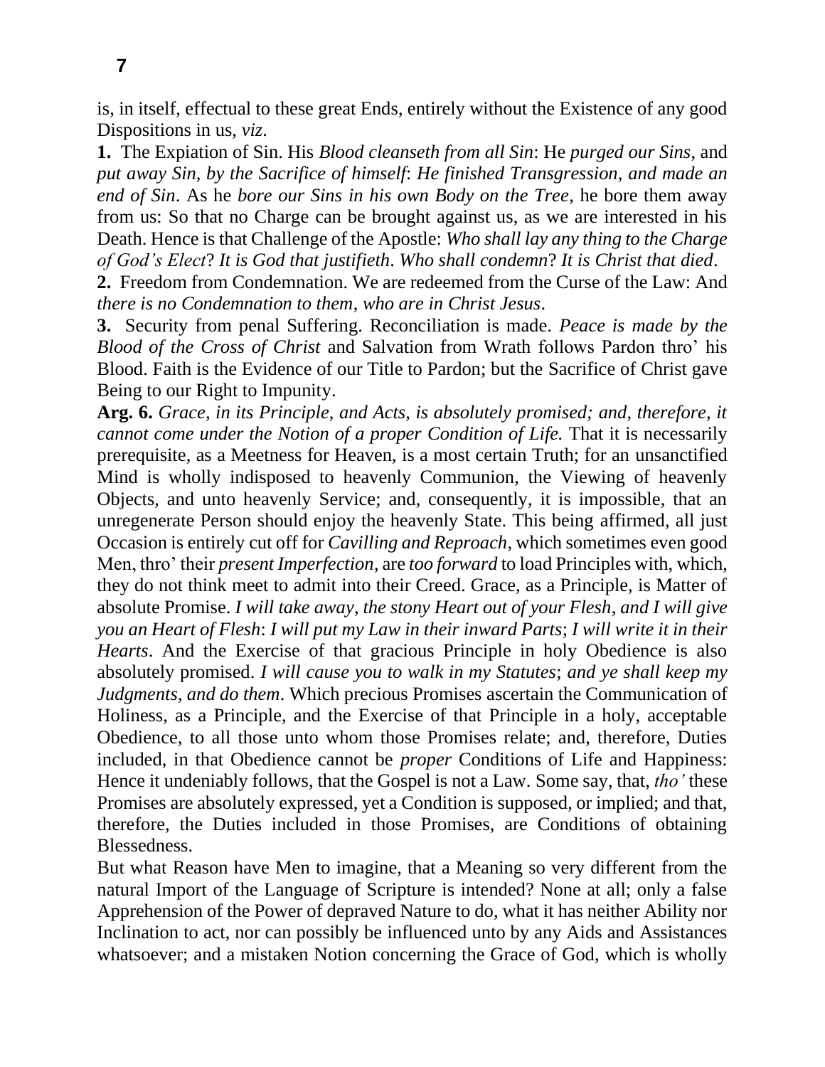is, in itself, effectual to these great Ends, entirely without the Existence of any good Dispositions in us, *viz*.

**1.** The Expiation of Sin. His *Blood cleanseth from all Sin*: He *purged our Sins*, and *put away Sin, by the Sacrifice of himself*: *He finished Transgression*, *and made an end of Sin*. As he *bore our Sins in his own Body on the Tree*, he bore them away from us: So that no Charge can be brought against us, as we are interested in his Death. Hence is that Challenge of the Apostle: *Who shall lay any thing to the Charge of God's Elect*? *It is God that justifieth*. *Who shall condemn*? *It is Christ that died*.

**2.** Freedom from Condemnation. We are redeemed from the Curse of the Law: And *there is no Condemnation to them, who are in Christ Jesus*.

**3.** Security from penal Suffering. Reconciliation is made. *Peace is made by the Blood of the Cross of Christ* and Salvation from Wrath follows Pardon thro' his Blood. Faith is the Evidence of our Title to Pardon; but the Sacrifice of Christ gave Being to our Right to Impunity.

**Arg. 6.** *Grace, in its Principle, and Acts, is absolutely promised; and, therefore, it cannot come under the Notion of a proper Condition of Life.* That it is necessarily prerequisite, as a Meetness for Heaven, is a most certain Truth; for an unsanctified Mind is wholly indisposed to heavenly Communion, the Viewing of heavenly Objects, and unto heavenly Service; and, consequently, it is impossible, that an unregenerate Person should enjoy the heavenly State. This being affirmed, all just Occasion is entirely cut off for *Cavilling and Reproach*, which sometimes even good Men, thro' their *present Imperfection*, are *too forward* to load Principles with, which, they do not think meet to admit into their Creed. Grace, as a Principle, is Matter of absolute Promise. *I will take away*, *the stony Heart out of your Flesh*, *and I will give you an Heart of Flesh*: *I will put my Law in their inward Parts*; *I will write it in their Hearts*. And the Exercise of that gracious Principle in holy Obedience is also absolutely promised. *I will cause you to walk in my Statutes*; *and ye shall keep my Judgments, and do them*. Which precious Promises ascertain the Communication of Holiness, as a Principle, and the Exercise of that Principle in a holy, acceptable Obedience, to all those unto whom those Promises relate; and, therefore, Duties included, in that Obedience cannot be *proper* Conditions of Life and Happiness: Hence it undeniably follows, that the Gospel is not a Law. Some say, that, *tho'* these Promises are absolutely expressed, yet a Condition is supposed, or implied; and that, therefore, the Duties included in those Promises, are Conditions of obtaining Blessedness.

But what Reason have Men to imagine, that a Meaning so very different from the natural Import of the Language of Scripture is intended? None at all; only a false Apprehension of the Power of depraved Nature to do, what it has neither Ability nor Inclination to act, nor can possibly be influenced unto by any Aids and Assistances whatsoever; and a mistaken Notion concerning the Grace of God, which is wholly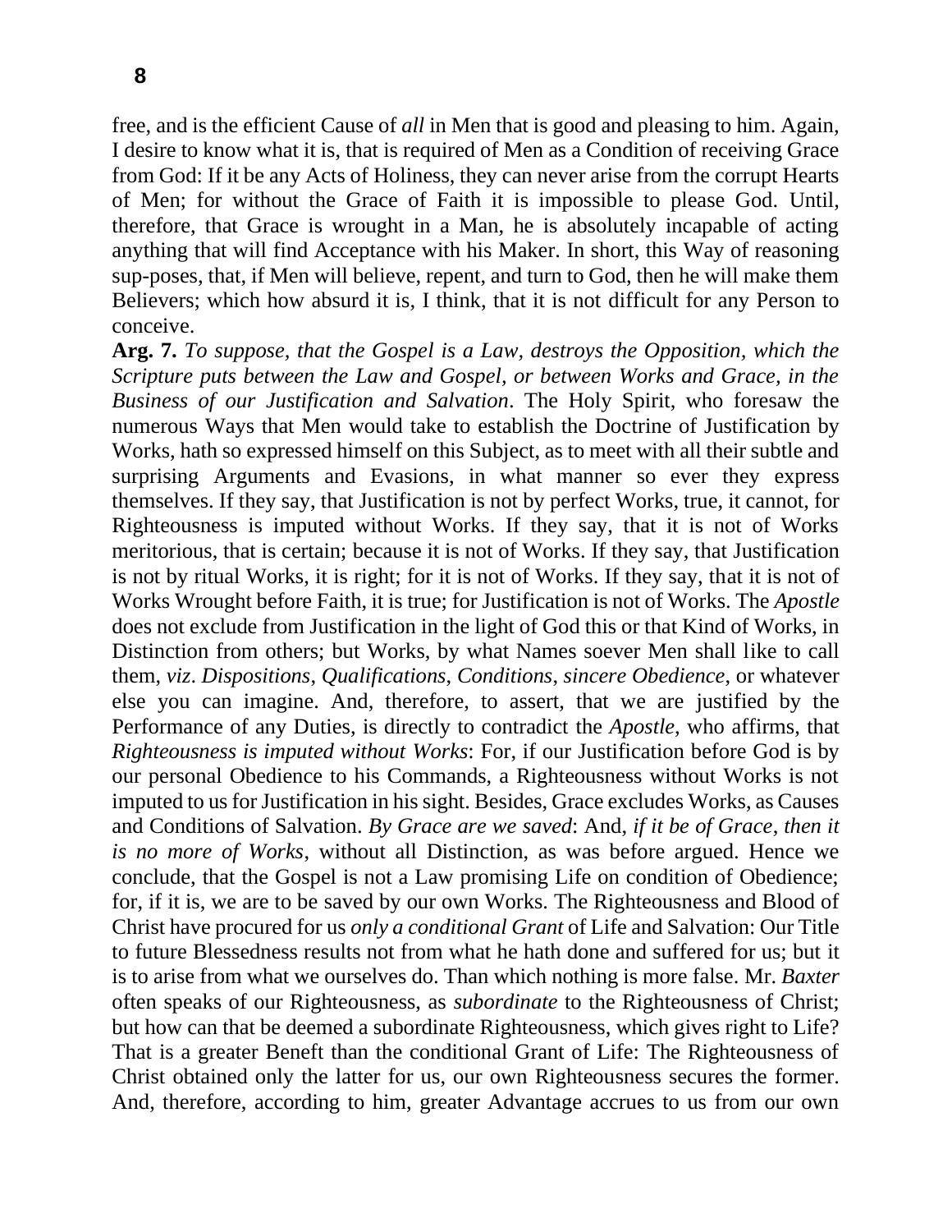free, and is the efficient Cause of *all* in Men that is good and pleasing to him. Again, I desire to know what it is, that is required of Men as a Condition of receiving Grace from God: If it be any Acts of Holiness, they can never arise from the corrupt Hearts of Men; for without the Grace of Faith it is impossible to please God. Until, therefore, that Grace is wrought in a Man, he is absolutely incapable of acting anything that will find Acceptance with his Maker. In short, this Way of reasoning sup-poses, that, if Men will believe, repent, and turn to God, then he will make them Believers; which how absurd it is, I think, that it is not difficult for any Person to conceive.

**Arg. 7.** *To suppose, that the Gospel is a Law, destroys the Opposition, which the Scripture puts between the Law and Gospel, or between Works and Grace, in the Business of our Justification and Salvation*. The Holy Spirit, who foresaw the numerous Ways that Men would take to establish the Doctrine of Justification by Works, hath so expressed himself on this Subject, as to meet with all their subtle and surprising Arguments and Evasions, in what manner so ever they express themselves. If they say, that Justification is not by perfect Works, true, it cannot, for Righteousness is imputed without Works. If they say, that it is not of Works meritorious, that is certain; because it is not of Works. If they say, that Justification is not by ritual Works, it is right; for it is not of Works. If they say, that it is not of Works Wrought before Faith, it is true; for Justification is not of Works. The *Apostle* does not exclude from Justification in the light of God this or that Kind of Works, in Distinction from others; but Works, by what Names soever Men shall like to call them, *viz*. *Dispositions*, *Qualifications*, *Conditions*, *sincere Obedience*, or whatever else you can imagine. And, therefore, to assert, that we are justified by the Performance of any Duties, is directly to contradict the *Apostle*, who affirms, that *Righteousness is imputed without Works*: For, if our Justification before God is by our personal Obedience to his Commands, a Righteousness without Works is not imputed to us for Justification in his sight. Besides, Grace excludes Works, as Causes and Conditions of Salvation. *By Grace are we saved*: And, *if it be of Grace, then it is no more of Works*, without all Distinction, as was before argued. Hence we conclude, that the Gospel is not a Law promising Life on condition of Obedience; for, if it is, we are to be saved by our own Works. The Righteousness and Blood of Christ have procured for us *only a conditional Grant* of Life and Salvation: Our Title to future Blessedness results not from what he hath done and suffered for us; but it is to arise from what we ourselves do. Than which nothing is more false. Mr. *Baxter* often speaks of our Righteousness, as *subordinate* to the Righteousness of Christ; but how can that be deemed a subordinate Righteousness, which gives right to Life? That is a greater Beneft than the conditional Grant of Life: The Righteousness of Christ obtained only the latter for us, our own Righteousness secures the former. And, therefore, according to him, greater Advantage accrues to us from our own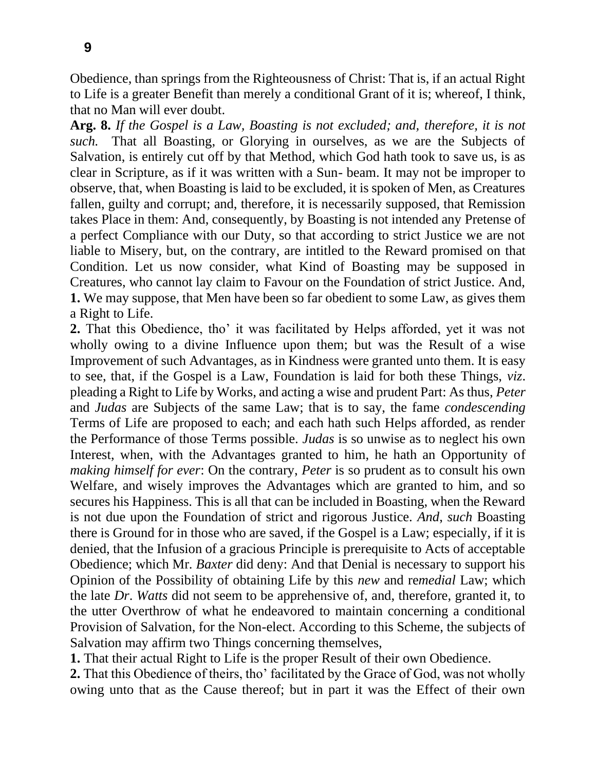Obedience, than springs from the Righteousness of Christ: That is, if an actual Right to Life is a greater Benefit than merely a conditional Grant of it is; whereof, I think, that no Man will ever doubt.

**Arg. 8.** *If the Gospel is a Law, Boasting is not excluded; and, therefore, it is not such.* That all Boasting, or Glorying in ourselves, as we are the Subjects of Salvation, is entirely cut off by that Method, which God hath took to save us, is as clear in Scripture, as if it was written with a Sun- beam. It may not be improper to observe, that, when Boasting is laid to be excluded, it is spoken of Men, as Creatures fallen, guilty and corrupt; and, therefore, it is necessarily supposed, that Remission takes Place in them: And, consequently, by Boasting is not intended any Pretense of a perfect Compliance with our Duty, so that according to strict Justice we are not liable to Misery, but, on the contrary, are intitled to the Reward promised on that Condition. Let us now consider, what Kind of Boasting may be supposed in Creatures, who cannot lay claim to Favour on the Foundation of strict Justice. And,

**1.** We may suppose, that Men have been so far obedient to some Law, as gives them a Right to Life.

**2.** That this Obedience, tho' it was facilitated by Helps afforded, yet it was not wholly owing to a divine Influence upon them; but was the Result of a wise Improvement of such Advantages, as in Kindness were granted unto them. It is easy to see, that, if the Gospel is a Law, Foundation is laid for both these Things, *viz*. pleading a Right to Life by Works, and acting a wise and prudent Part: As thus, *Peter* and *Judas* are Subjects of the same Law; that is to say, the fame *condescending* Terms of Life are proposed to each; and each hath such Helps afforded, as render the Performance of those Terms possible. *Judas* is so unwise as to neglect his own Interest, when, with the Advantages granted to him, he hath an Opportunity of *making himself for ever*: On the contrary, *Peter* is so prudent as to consult his own Welfare, and wisely improves the Advantages which are granted to him, and so secures his Happiness. This is all that can be included in Boasting, when the Reward is not due upon the Foundation of strict and rigorous Justice. *And*, *such* Boasting there is Ground for in those who are saved, if the Gospel is a Law; especially, if it is denied, that the Infusion of a gracious Principle is prerequisite to Acts of acceptable Obedience; which Mr. *Baxter* did deny: And that Denial is necessary to support his Opinion of the Possibility of obtaining Life by this *new* and re*medial* Law; which the late *Dr*. *Watts* did not seem to be apprehensive of, and, therefore, granted it, to the utter Overthrow of what he endeavored to maintain concerning a conditional Provision of Salvation, for the Non-elect. According to this Scheme, the subjects of Salvation may affirm two Things concerning themselves,

**1.** That their actual Right to Life is the proper Result of their own Obedience.

**2.** That this Obedience of theirs, tho' facilitated by the Grace of God, was not wholly owing unto that as the Cause thereof; but in part it was the Effect of their own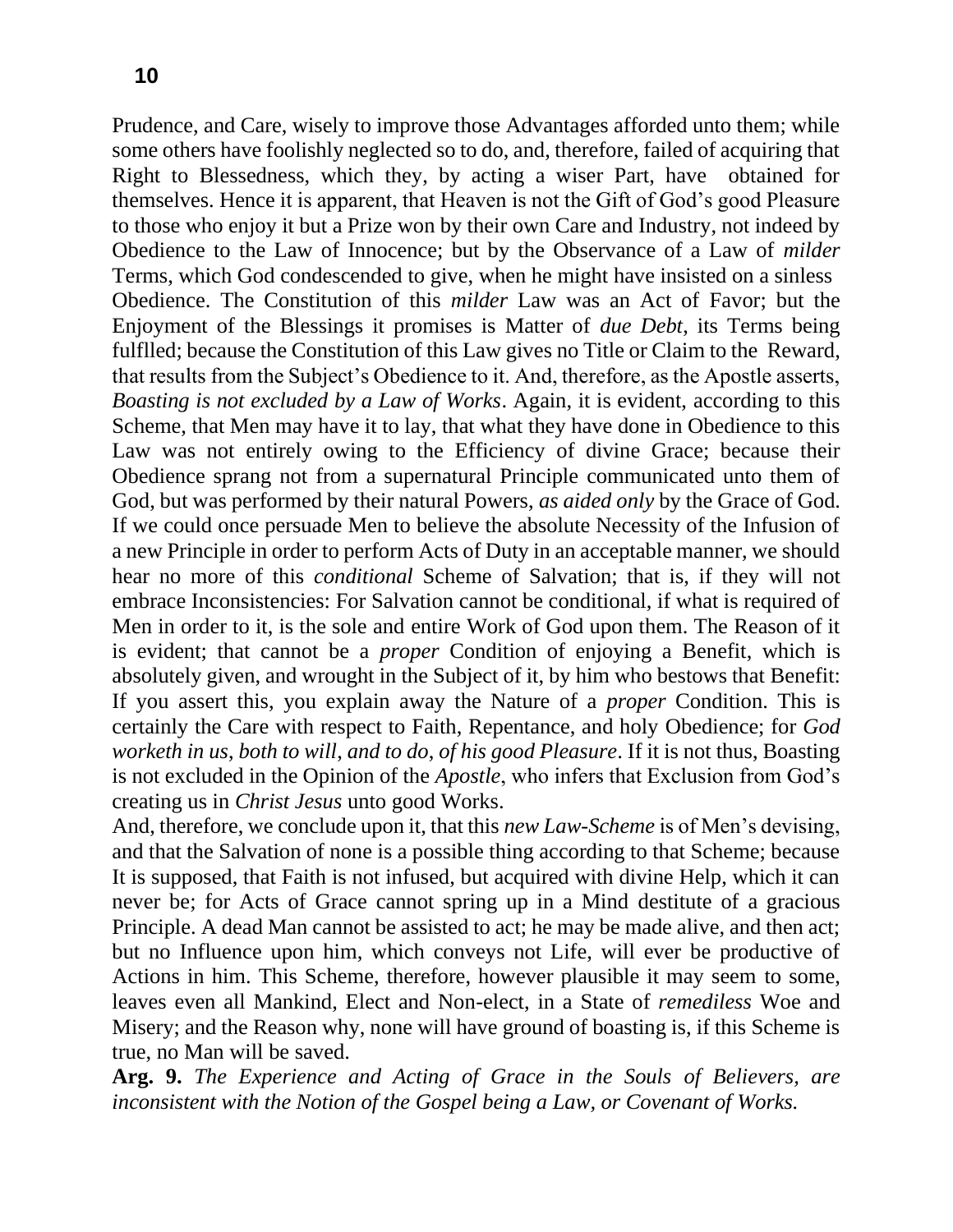Prudence, and Care, wisely to improve those Advantages afforded unto them; while some others have foolishly neglected so to do, and, therefore, failed of acquiring that Right to Blessedness, which they, by acting a wiser Part, have obtained for themselves. Hence it is apparent, that Heaven is not the Gift of God's good Pleasure to those who enjoy it but a Prize won by their own Care and Industry, not indeed by Obedience to the Law of Innocence; but by the Observance of a Law of *milder* Terms, which God condescended to give, when he might have insisted on a sinless Obedience. The Constitution of this *milder* Law was an Act of Favor; but the Enjoyment of the Blessings it promises is Matter of *due Debt*, its Terms being fulflled; because the Constitution of this Law gives no Title or Claim to the Reward, that results from the Subject's Obedience to it. And, therefore, as the Apostle asserts, *Boasting is not excluded by a Law of Works*. Again, it is evident, according to this Scheme, that Men may have it to lay, that what they have done in Obedience to this Law was not entirely owing to the Efficiency of divine Grace; because their Obedience sprang not from a supernatural Principle communicated unto them of God, but was performed by their natural Powers, *as aided only* by the Grace of God. If we could once persuade Men to believe the absolute Necessity of the Infusion of a new Principle in order to perform Acts of Duty in an acceptable manner, we should hear no more of this *conditional* Scheme of Salvation; that is, if they will not embrace Inconsistencies: For Salvation cannot be conditional, if what is required of Men in order to it, is the sole and entire Work of God upon them. The Reason of it is evident; that cannot be a *proper* Condition of enjoying a Benefit, which is absolutely given, and wrought in the Subject of it, by him who bestows that Benefit: If you assert this, you explain away the Nature of a *proper* Condition. This is certainly the Care with respect to Faith, Repentance, and holy Obedience; for *God worketh in us, both to will, and to do, of his good Pleasure*. If it is not thus, Boasting is not excluded in the Opinion of the *Apostle*, who infers that Exclusion from God's creating us in *Christ Jesus* unto good Works.

And, therefore, we conclude upon it, that this *new Law-Scheme* is of Men's devising, and that the Salvation of none is a possible thing according to that Scheme; because It is supposed, that Faith is not infused, but acquired with divine Help, which it can never be; for Acts of Grace cannot spring up in a Mind destitute of a gracious Principle. A dead Man cannot be assisted to act; he may be made alive, and then act; but no Influence upon him, which conveys not Life, will ever be productive of Actions in him. This Scheme, therefore, however plausible it may seem to some, leaves even all Mankind, Elect and Non-elect, in a State of *remediless* Woe and Misery; and the Reason why, none will have ground of boasting is, if this Scheme is true, no Man will be saved.

**Arg. 9.** *The Experience and Acting of Grace in the Souls of Believers, are inconsistent with the Notion of the Gospel being a Law, or Covenant of Works.*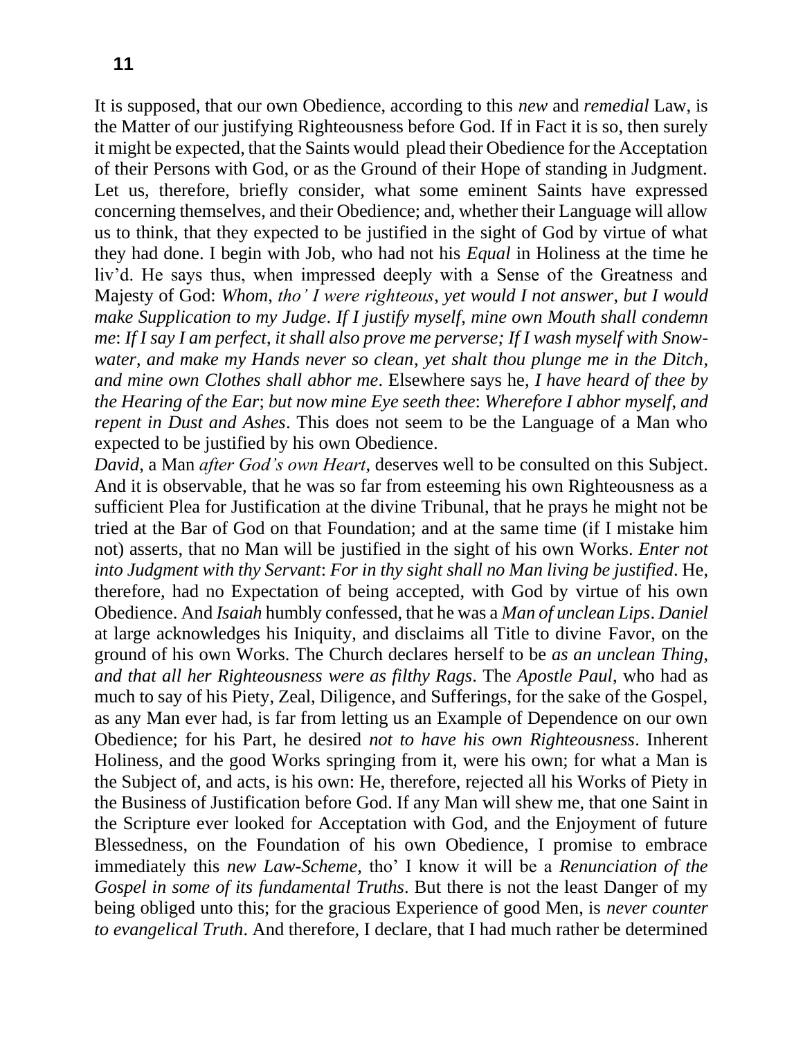It is supposed, that our own Obedience, according to this *new* and *remedial* Law, is the Matter of our justifying Righteousness before God. If in Fact it is so, then surely it might be expected, that the Saints would plead their Obedience for the Acceptation of their Persons with God, or as the Ground of their Hope of standing in Judgment. Let us, therefore, briefly consider, what some eminent Saints have expressed concerning themselves, and their Obedience; and, whether their Language will allow us to think, that they expected to be justified in the sight of God by virtue of what they had done. I begin with Job, who had not his *Equal* in Holiness at the time he liv'd. He says thus, when impressed deeply with a Sense of the Greatness and Majesty of God: *Whom, tho' I were righteous, yet would I not answer, but I would make Supplication to my Judge. If I justify myself, mine own Mouth shall condemn me*: *If I say I am perfect, it shall also prove me perverse; If I wash myself with Snow-water, and make my Hands never so clean, yet shalt thou plunge me in the Ditch, and mine own Clothes shall abhor me*. Elsewhere says he, *I have heard of thee by the Hearing of the Ear*; *but now mine Eye seeth thee*: *Wherefore I abhor myself, and repent in Dust and Ashes*. This does not seem to be the Language of a Man who expected to be justified by his own Obedience.

*David*, a Man *after God's own Heart*, deserves well to be consulted on this Subject. And it is observable, that he was so far from esteeming his own Righteousness as a sufficient Plea for Justification at the divine Tribunal, that he prays he might not be tried at the Bar of God on that Foundation; and at the same time (if I mistake him not) asserts, that no Man will be justified in the sight of his own Works. *Enter not into Judgment with thy Servant*: *For in thy sight shall no Man living be justified*. He, therefore, had no Expectation of being accepted, with God by virtue of his own Obedience. And *Isaiah* humbly confessed, that he was a *Man of unclean Lips*. *Daniel* at large acknowledges his Iniquity, and disclaims all Title to divine Favor, on the ground of his own Works. The Church declares herself to be *as an unclean Thing, and that all her Righteousness were as filthy Rags*. The *Apostle Paul*, who had as much to say of his Piety, Zeal, Diligence, and Sufferings, for the sake of the Gospel, as any Man ever had, is far from letting us an Example of Dependence on our own Obedience; for his Part, he desired *not to have his own Righteousness*. Inherent Holiness, and the good Works springing from it, were his own; for what a Man is the Subject of, and acts, is his own: He, therefore, rejected all his Works of Piety in the Business of Justification before God. If any Man will shew me, that one Saint in the Scripture ever looked for Acceptation with God, and the Enjoyment of future Blessedness, on the Foundation of his own Obedience, I promise to embrace immediately this *new Law-Scheme*, tho' I know it will be a *Renunciation of the Gospel in some of its fundamental Truths*. But there is not the least Danger of my being obliged unto this; for the gracious Experience of good Men, is *never counter to evangelical Truth*. And therefore, I declare, that I had much rather be determined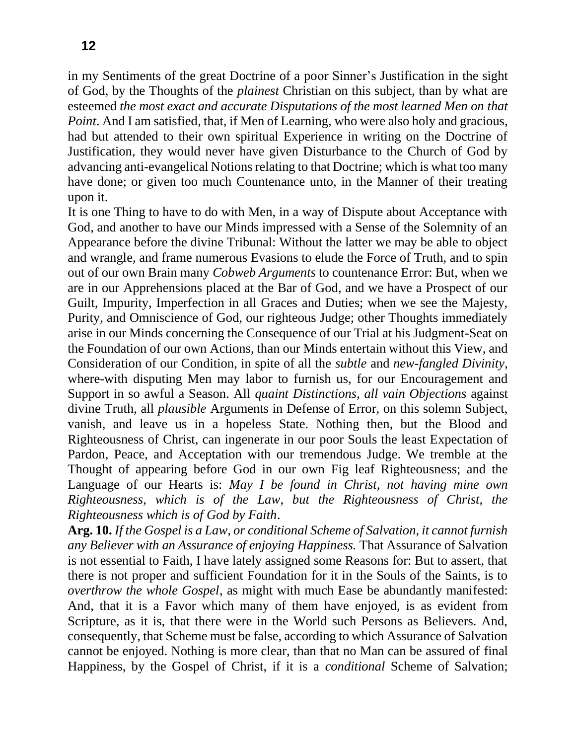in my Sentiments of the great Doctrine of a poor Sinner's Justification in the sight of God, by the Thoughts of the *plainest* Christian on this subject, than by what are esteemed *the most exact and accurate Disputations of the most learned Men on that Point*. And I am satisfied, that, if Men of Learning, who were also holy and gracious, had but attended to their own spiritual Experience in writing on the Doctrine of Justification, they would never have given Disturbance to the Church of God by advancing anti-evangelical Notions relating to that Doctrine; which is what too many have done; or given too much Countenance unto, in the Manner of their treating upon it.

It is one Thing to have to do with Men, in a way of Dispute about Acceptance with God, and another to have our Minds impressed with a Sense of the Solemnity of an Appearance before the divine Tribunal: Without the latter we may be able to object and wrangle, and frame numerous Evasions to elude the Force of Truth, and to spin out of our own Brain many *Cobweb Arguments* to countenance Error: But, when we are in our Apprehensions placed at the Bar of God, and we have a Prospect of our Guilt, Impurity, Imperfection in all Graces and Duties; when we see the Majesty, Purity, and Omniscience of God, our righteous Judge; other Thoughts immediately arise in our Minds concerning the Consequence of our Trial at his Judgment-Seat on the Foundation of our own Actions, than our Minds entertain without this View, and Consideration of our Condition, in spite of all the *subtle* and *new-fangled Divinity*, where-with disputing Men may labor to furnish us, for our Encouragement and Support in so awful a Season. All *quaint Distinctions*, *all vain Objections* against divine Truth, all *plausible* Arguments in Defense of Error, on this solemn Subject, vanish, and leave us in a hopeless State. Nothing then, but the Blood and Righteousness of Christ, can ingenerate in our poor Souls the least Expectation of Pardon, Peace, and Acceptation with our tremendous Judge. We tremble at the Thought of appearing before God in our own Fig leaf Righteousness; and the Language of our Hearts is: *May I be found in Christ, not having mine own Righteousness, which is of the Law, but the Righteousness of Christ, the Righteousness which is of God by Faith*.

**Arg. 10.** *If the Gospel is a Law, or conditional Scheme of Salvation, it cannot furnish any Believer with an Assurance of enjoying Happiness.* That Assurance of Salvation is not essential to Faith, I have lately assigned some Reasons for: But to assert, that there is not proper and sufficient Foundation for it in the Souls of the Saints, is to *overthrow the whole Gospel*, as might with much Ease be abundantly manifested: And, that it is a Favor which many of them have enjoyed, is as evident from Scripture, as it is, that there were in the World such Persons as Believers. And, consequently, that Scheme must be false, according to which Assurance of Salvation cannot be enjoyed. Nothing is more clear, than that no Man can be assured of final Happiness, by the Gospel of Christ, if it is a *conditional* Scheme of Salvation;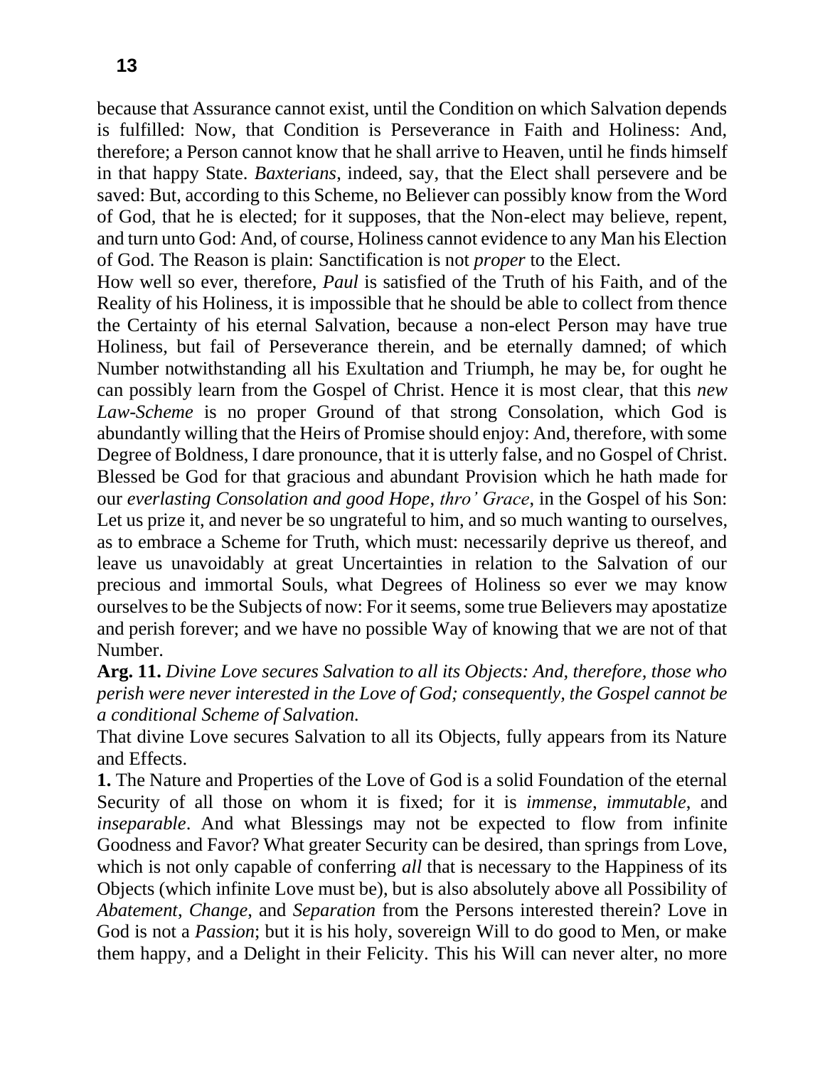because that Assurance cannot exist, until the Condition on which Salvation depends is fulfilled: Now, that Condition is Perseverance in Faith and Holiness: And, therefore; a Person cannot know that he shall arrive to Heaven, until he finds himself in that happy State. *Baxterians*, indeed, say, that the Elect shall persevere and be saved: But, according to this Scheme, no Believer can possibly know from the Word of God, that he is elected; for it supposes, that the Non-elect may believe, repent, and turn unto God: And, of course, Holiness cannot evidence to any Man his Election of God. The Reason is plain: Sanctification is not *proper* to the Elect.

How well so ever, therefore, *Paul* is satisfied of the Truth of his Faith, and of the Reality of his Holiness, it is impossible that he should be able to collect from thence the Certainty of his eternal Salvation, because a non-elect Person may have true Holiness, but fail of Perseverance therein, and be eternally damned; of which Number notwithstanding all his Exultation and Triumph, he may be, for ought he can possibly learn from the Gospel of Christ. Hence it is most clear, that this *new Law-Scheme* is no proper Ground of that strong Consolation, which God is abundantly willing that the Heirs of Promise should enjoy: And, therefore, with some Degree of Boldness, I dare pronounce, that it is utterly false, and no Gospel of Christ. Blessed be God for that gracious and abundant Provision which he hath made for our *everlasting Consolation and good Hope, thro' Grace,* in the Gospel of his Son: Let us prize it, and never be so ungrateful to him, and so much wanting to ourselves, as to embrace a Scheme for Truth, which must: necessarily deprive us thereof, and leave us unavoidably at great Uncertainties in relation to the Salvation of our precious and immortal Souls, what Degrees of Holiness so ever we may know ourselves to be the Subjects of now: For it seems, some true Believers may apostatize and perish forever; and we have no possible Way of knowing that we are not of that Number.

**Arg. 11.** *Divine Love secures Salvation to all its Objects: And, therefore, those who perish were never interested in the Love of God; consequently, the Gospel cannot be a conditional Scheme of Salvation.*

That divine Love secures Salvation to all its Objects, fully appears from its Nature and Effects.

**1.** The Nature and Properties of the Love of God is a solid Foundation of the eternal Security of all those on whom it is fixed; for it is *immense*, *immutable*, and *inseparable*. And what Blessings may not be expected to flow from infinite Goodness and Favor? What greater Security can be desired, than springs from Love, which is not only capable of conferring *all* that is necessary to the Happiness of its Objects (which infinite Love must be), but is also absolutely above all Possibility of *Abatement*, *Change*, and *Separation* from the Persons interested therein? Love in God is not a *Passion*; but it is his holy, sovereign Will to do good to Men, or make them happy, and a Delight in their Felicity. This his Will can never alter, no more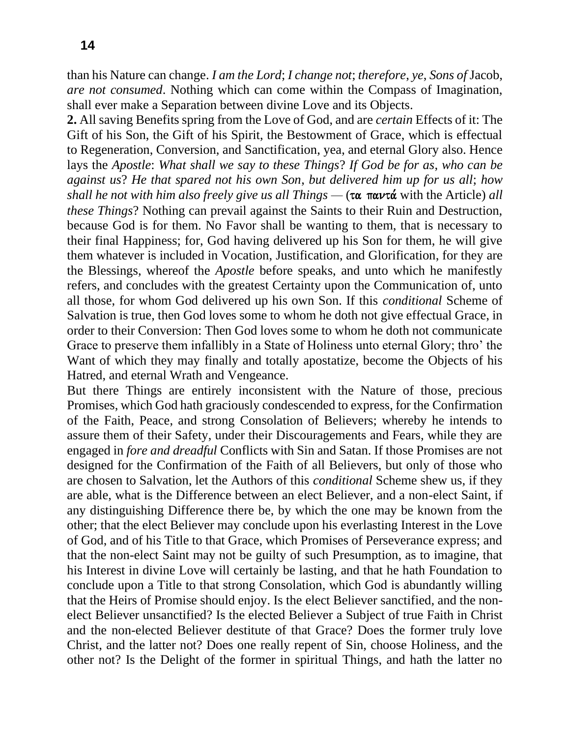than his Nature can change. *I am the Lord*; *I change not*; *therefore*, *ye*, *Sons of* Jacob, *are not consumed*. Nothing which can come within the Compass of Imagination, shall ever make a Separation between divine Love and its Objects.

**2.** All saving Benefits spring from the Love of God, and are *certain* Effects of it: The Gift of his Son, the Gift of his Spirit, the Bestowment of Grace, which is effectual to Regeneration, Conversion, and Sanctification, yea, and eternal Glory also. Hence lays the *Apostle*: *What shall we say to these Things*? *If God be for as*, *who can be against us*? *He that spared not his own Son*, *but delivered him up for us all*; *how shall he not with him also freely give us all Things* — (τα παντά with the Article) *all these Things*? Nothing can prevail against the Saints to their Ruin and Destruction, because God is for them. No Favor shall be wanting to them, that is necessary to their final Happiness; for, God having delivered up his Son for them, he will give them whatever is included in Vocation, Justification, and Glorification, for they are the Blessings, whereof the *Apostle* before speaks, and unto which he manifestly refers, and concludes with the greatest Certainty upon the Communication of, unto all those, for whom God delivered up his own Son. If this *conditional* Scheme of Salvation is true, then God loves some to whom he doth not give effectual Grace, in order to their Conversion: Then God loves some to whom he doth not communicate Grace to preserve them infallibly in a State of Holiness unto eternal Glory; thro' the Want of which they may finally and totally apostatize, become the Objects of his Hatred, and eternal Wrath and Vengeance.

But there Things are entirely inconsistent with the Nature of those, precious Promises, which God hath graciously condescended to express, for the Confirmation of the Faith, Peace, and strong Consolation of Believers; whereby he intends to assure them of their Safety, under their Discouragements and Fears, while they are engaged in *fore and dreadful* Conflicts with Sin and Satan. If those Promises are not designed for the Confirmation of the Faith of all Believers, but only of those who are chosen to Salvation, let the Authors of this *conditional* Scheme shew us, if they are able, what is the Difference between an elect Believer, and a non-elect Saint, if any distinguishing Difference there be, by which the one may be known from the other; that the elect Believer may conclude upon his everlasting Interest in the Love of God, and of his Title to that Grace, which Promises of Perseverance express; and that the non-elect Saint may not be guilty of such Presumption, as to imagine, that his Interest in divine Love will certainly be lasting, and that he hath Foundation to conclude upon a Title to that strong Consolation, which God is abundantly willing that the Heirs of Promise should enjoy. Is the elect Believer sanctified, and the non-elect Believer unsanctified? Is the elected Believer a Subject of true Faith in Christ and the non-elected Believer destitute of that Grace? Does the former truly love Christ, and the latter not? Does one really repent of Sin, choose Holiness, and the other not? Is the Delight of the former in spiritual Things, and hath the latter no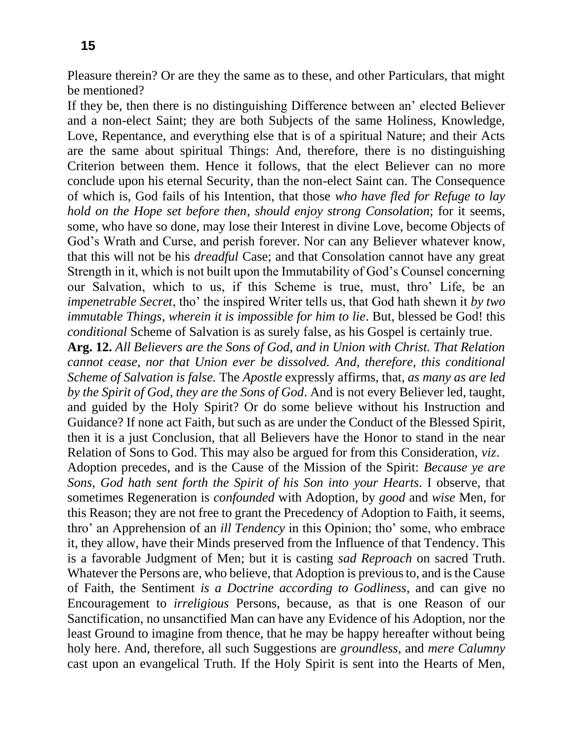Pleasure therein? Or are they the same as to these, and other Particulars, that might be mentioned?

If they be, then there is no distinguishing Difference between an' elected Believer and a non-elect Saint; they are both Subjects of the same Holiness, Knowledge, Love, Repentance, and everything else that is of a spiritual Nature; and their Acts are the same about spiritual Things: And, therefore, there is no distinguishing Criterion between them. Hence it follows, that the elect Believer can no more conclude upon his eternal Security, than the non-elect Saint can. The Consequence of which is, God fails of his Intention, that those *who have fled for Refuge to lay hold on the Hope set before then, should enjoy strong Consolation*; for it seems, some, who have so done, may lose their Interest in divine Love, become Objects of God's Wrath and Curse, and perish forever. Nor can any Believer whatever know, that this will not be his *dreadful* Case; and that Consolation cannot have any great Strength in it, which is not built upon the Immutability of God's Counsel concerning our Salvation, which to us, if this Scheme is true, must, thro' Life, be an *impenetrable Secret*, tho' the inspired Writer tells us, that God hath shewn it *by two immutable Things, wherein it is impossible for him to lie*. But, blessed be God! this *conditional* Scheme of Salvation is as surely false, as his Gospel is certainly true.

**Arg. 12.** *All Believers are the Sons of God, and in Union with Christ. That Relation cannot cease, nor that Union ever be dissolved. And, therefore, this conditional Scheme of Salvation is false.* The *Apostle* expressly affirms, that, *as many as are led by the Spirit of God, they are the Sons of God*. And is not every Believer led, taught, and guided by the Holy Spirit? Or do some believe without his Instruction and Guidance? If none act Faith, but such as are under the Conduct of the Blessed Spirit, then it is a just Conclusion, that all Believers have the Honor to stand in the near Relation of Sons to God. This may also be argued for from this Consideration, *viz*.

Adoption precedes, and is the Cause of the Mission of the Spirit: *Because ye are Sons, God hath sent forth the Spirit of his Son into your Hearts*. I observe, that sometimes Regeneration is *confounded* with Adoption, by *good* and *wise* Men, for this Reason; they are not free to grant the Precedency of Adoption to Faith, it seems, thro' an Apprehension of an *ill Tendency* in this Opinion; tho' some, who embrace it, they allow, have their Minds preserved from the Influence of that Tendency. This is a favorable Judgment of Men; but it is casting *sad Reproach* on sacred Truth. Whatever the Persons are, who believe, that Adoption is previous to, and is the Cause of Faith, the Sentiment *is a Doctrine according to Godliness*, and can give no Encouragement to *irreligious* Persons, because, as that is one Reason of our Sanctification, no unsanctified Man can have any Evidence of his Adoption, nor the least Ground to imagine from thence, that he may be happy hereafter without being holy here. And, therefore, all such Suggestions are *groundless*, and *mere Calumny* cast upon an evangelical Truth. If the Holy Spirit is sent into the Hearts of Men,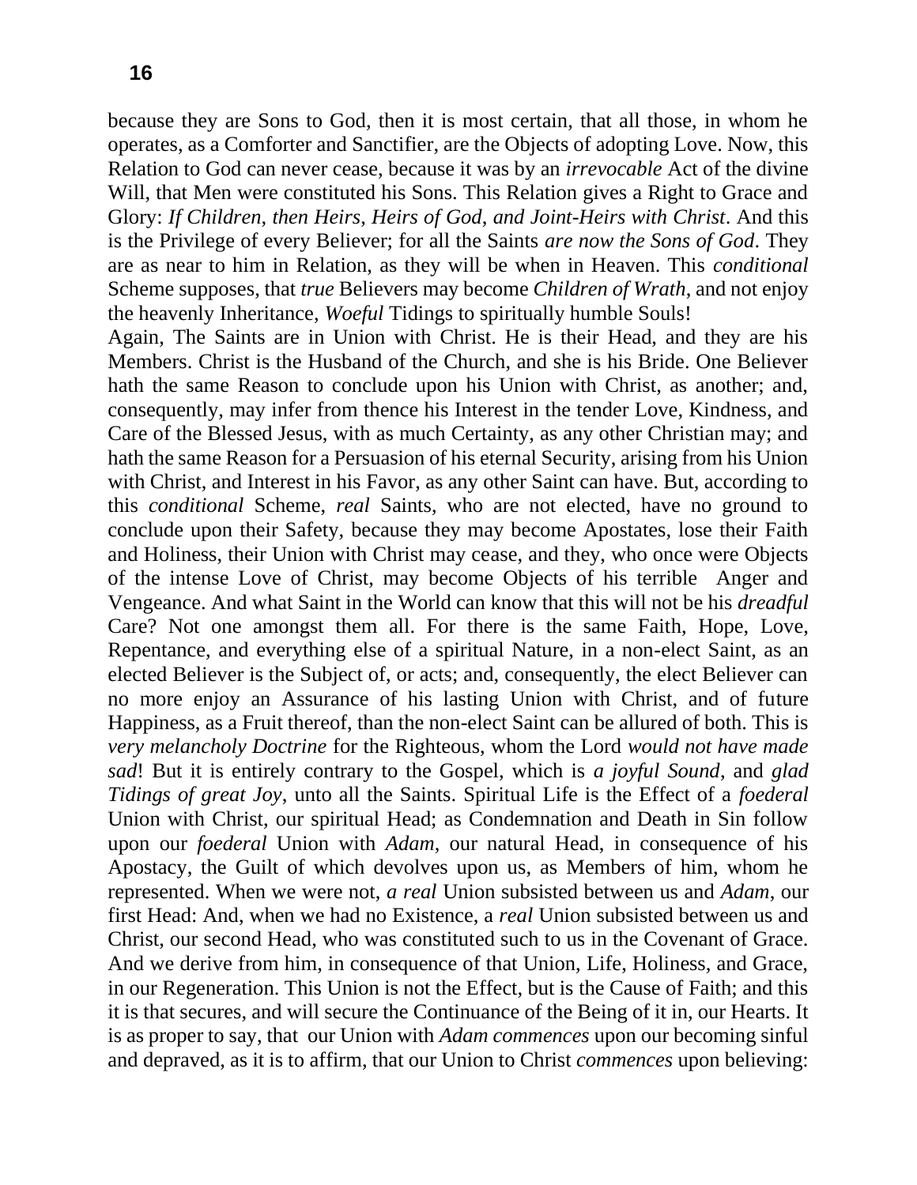because they are Sons to God, then it is most certain, that all those, in whom he operates, as a Comforter and Sanctifier, are the Objects of adopting Love. Now, this Relation to God can never cease, because it was by an *irrevocable* Act of the divine Will, that Men were constituted his Sons. This Relation gives a Right to Grace and Glory: *If Children, then Heirs, Heirs of God, and Joint-Heirs with Christ*. And this is the Privilege of every Believer; for all the Saints *are now the Sons of God*. They are as near to him in Relation, as they will be when in Heaven. This *conditional* Scheme supposes, that *true* Believers may become *Children of Wrath*, and not enjoy the heavenly Inheritance, *Woeful* Tidings to spiritually humble Souls!

Again, The Saints are in Union with Christ. He is their Head, and they are his Members. Christ is the Husband of the Church, and she is his Bride. One Believer hath the same Reason to conclude upon his Union with Christ, as another; and, consequently, may infer from thence his Interest in the tender Love, Kindness, and Care of the Blessed Jesus, with as much Certainty, as any other Christian may; and hath the same Reason for a Persuasion of his eternal Security, arising from his Union with Christ, and Interest in his Favor, as any other Saint can have. But, according to this *conditional* Scheme, *real* Saints, who are not elected, have no ground to conclude upon their Safety, because they may become Apostates, lose their Faith and Holiness, their Union with Christ may cease, and they, who once were Objects of the intense Love of Christ, may become Objects of his terrible Anger and Vengeance. And what Saint in the World can know that this will not be his *dreadful* Care? Not one amongst them all. For there is the same Faith, Hope, Love, Repentance, and everything else of a spiritual Nature, in a non-elect Saint, as an elected Believer is the Subject of, or acts; and, consequently, the elect Believer can no more enjoy an Assurance of his lasting Union with Christ, and of future Happiness, as a Fruit thereof, than the non-elect Saint can be allured of both. This is *very melancholy Doctrine* for the Righteous, whom the Lord *would not have made sad*! But it is entirely contrary to the Gospel, which is *a joyful Sound*, and *glad Tidings of great Joy*, unto all the Saints. Spiritual Life is the Effect of a *foederal* Union with Christ, our spiritual Head; as Condemnation and Death in Sin follow upon our *foederal* Union with *Adam*, our natural Head, in consequence of his Apostacy, the Guilt of which devolves upon us, as Members of him, whom he represented. When we were not, *a real* Union subsisted between us and *Adam*, our first Head: And, when we had no Existence, a *real* Union subsisted between us and Christ, our second Head, who was constituted such to us in the Covenant of Grace. And we derive from him, in consequence of that Union, Life, Holiness, and Grace, in our Regeneration. This Union is not the Effect, but is the Cause of Faith; and this it is that secures, and will secure the Continuance of the Being of it in, our Hearts. It is as proper to say, that our Union with *Adam commences* upon our becoming sinful and depraved, as it is to affirm, that our Union to Christ *commences* upon believing: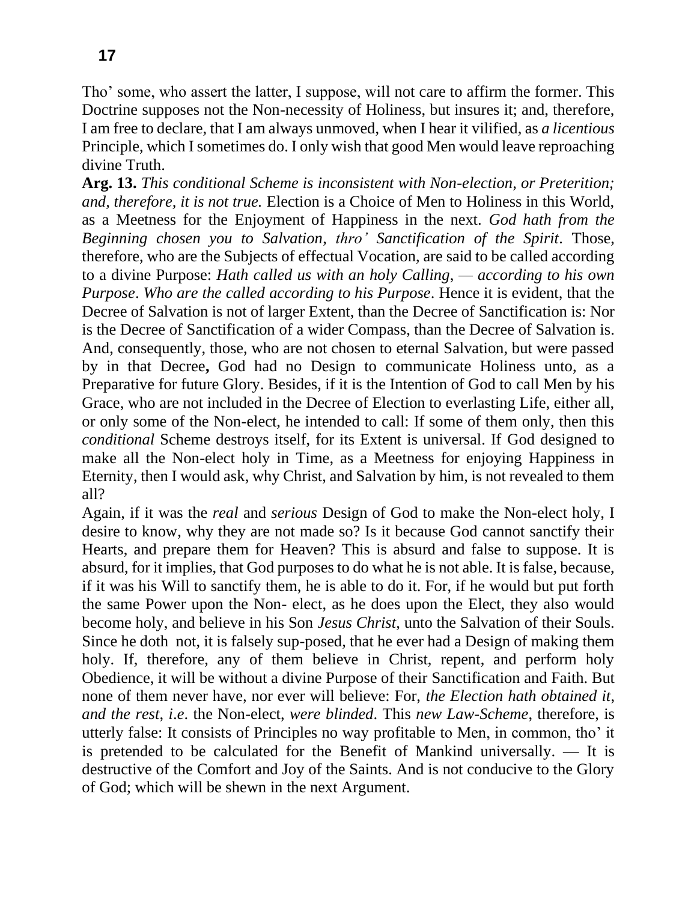Tho' some, who assert the latter, I suppose, will not care to affirm the former. This Doctrine supposes not the Non-necessity of Holiness, but insures it; and, therefore, I am free to declare, that I am always unmoved, when I hear it vilified, as *a licentious* Principle, which I sometimes do. I only wish that good Men would leave reproaching divine Truth.

**Arg. 13.** *This conditional Scheme is inconsistent with Non-election, or Preterition; and, therefore, it is not true.* Election is a Choice of Men to Holiness in this World, as a Meetness for the Enjoyment of Happiness in the next. *God hath from the Beginning chosen you to Salvation, thro' Sanctification of the Spirit*. Those, therefore, who are the Subjects of effectual Vocation, are said to be called according to a divine Purpose: *Hath called us with an holy Calling, — according to his own Purpose*. *Who are the called according to his Purpose*. Hence it is evident, that the Decree of Salvation is not of larger Extent, than the Decree of Sanctification is: Nor is the Decree of Sanctification of a wider Compass, than the Decree of Salvation is. And, consequently, those, who are not chosen to eternal Salvation, but were passed by in that Decree**,** God had no Design to communicate Holiness unto, as a Preparative for future Glory. Besides, if it is the Intention of God to call Men by his Grace, who are not included in the Decree of Election to everlasting Life, either all, or only some of the Non-elect, he intended to call: If some of them only, then this *conditional* Scheme destroys itself, for its Extent is universal. If God designed to make all the Non-elect holy in Time, as a Meetness for enjoying Happiness in Eternity, then I would ask, why Christ, and Salvation by him, is not revealed to them all?

Again, if it was the *real* and *serious* Design of God to make the Non-elect holy, I desire to know, why they are not made so? Is it because God cannot sanctify their Hearts, and prepare them for Heaven? This is absurd and false to suppose. It is absurd, for it implies, that God purposes to do what he is not able. It is false, because, if it was his Will to sanctify them, he is able to do it. For, if he would but put forth the same Power upon the Non- elect, as he does upon the Elect, they also would become holy, and believe in his Son *Jesus Christ*, unto the Salvation of their Souls. Since he doth not, it is falsely sup-posed, that he ever had a Design of making them holy. If, therefore, any of them believe in Christ, repent, and perform holy Obedience, it will be without a divine Purpose of their Sanctification and Faith. But none of them never have, nor ever will believe: For, *the Election hath obtained it, and the rest*, *i.e*. the Non-elect, *were blinded*. This *new Law-Scheme*, therefore, is utterly false: It consists of Principles no way profitable to Men, in common, tho' it is pretended to be calculated for the Benefit of Mankind universally. — It is destructive of the Comfort and Joy of the Saints. And is not conducive to the Glory of God; which will be shewn in the next Argument.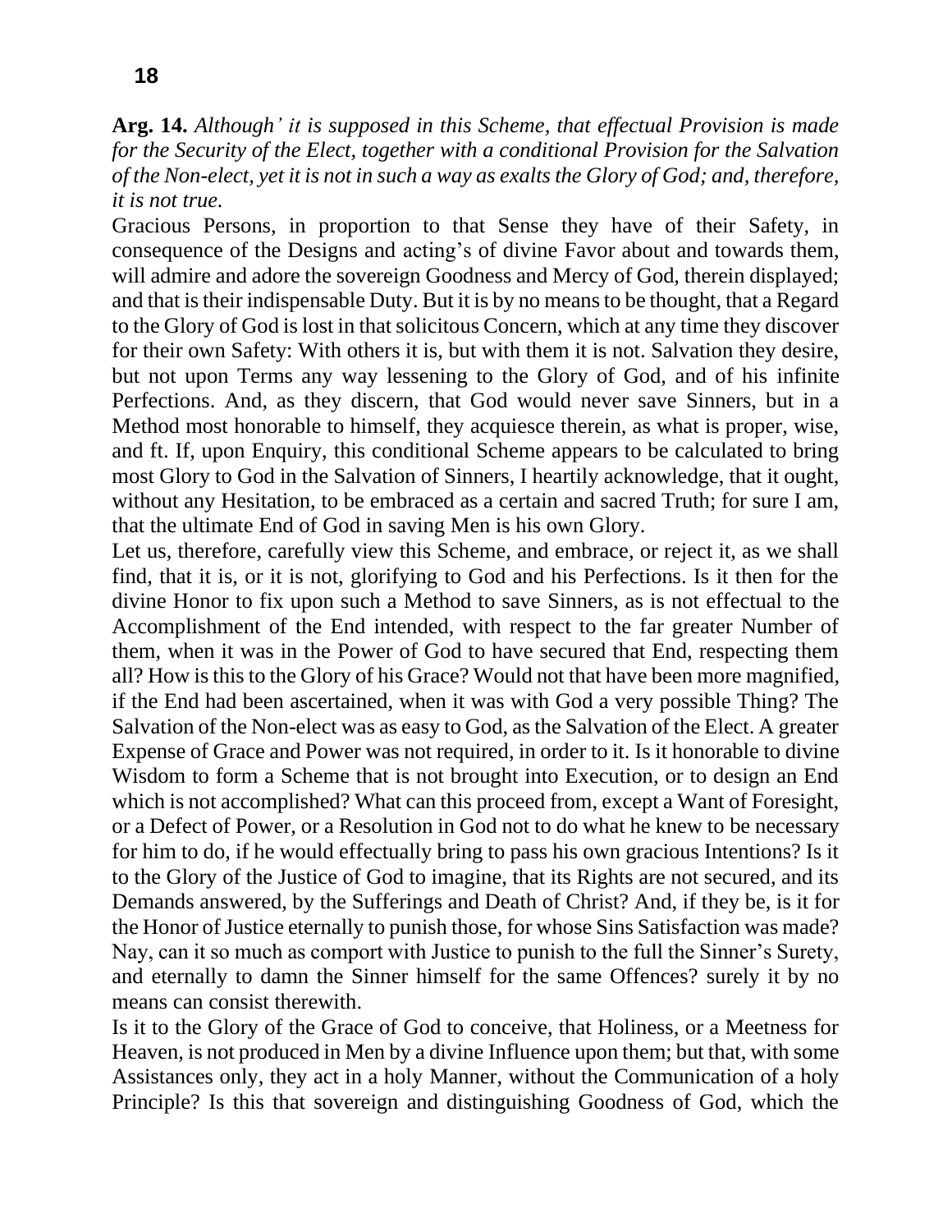**Arg. 14.** *Although' it is supposed in this Scheme, that effectual Provision is made for the Security of the Elect, together with a conditional Provision for the Salvation of the Non-elect, yet it is not in such a way as exalts the Glory of God; and, therefore, it is not true.*

Gracious Persons, in proportion to that Sense they have of their Safety, in consequence of the Designs and acting's of divine Favor about and towards them, will admire and adore the sovereign Goodness and Mercy of God, therein displayed; and that is their indispensable Duty. But it is by no means to be thought, that a Regard to the Glory of God is lost in that solicitous Concern, which at any time they discover for their own Safety: With others it is, but with them it is not. Salvation they desire, but not upon Terms any way lessening to the Glory of God, and of his infinite Perfections. And, as they discern, that God would never save Sinners, but in a Method most honorable to himself, they acquiesce therein, as what is proper, wise, and ft. If, upon Enquiry, this conditional Scheme appears to be calculated to bring most Glory to God in the Salvation of Sinners, I heartily acknowledge, that it ought, without any Hesitation, to be embraced as a certain and sacred Truth; for sure I am, that the ultimate End of God in saving Men is his own Glory.

Let us, therefore, carefully view this Scheme, and embrace, or reject it, as we shall find, that it is, or it is not, glorifying to God and his Perfections. Is it then for the divine Honor to fix upon such a Method to save Sinners, as is not effectual to the Accomplishment of the End intended, with respect to the far greater Number of them, when it was in the Power of God to have secured that End, respecting them all? How is this to the Glory of his Grace? Would not that have been more magnified, if the End had been ascertained, when it was with God a very possible Thing? The Salvation of the Non-elect was as easy to God, as the Salvation of the Elect. A greater Expense of Grace and Power was not required, in order to it. Is it honorable to divine Wisdom to form a Scheme that is not brought into Execution, or to design an End which is not accomplished? What can this proceed from, except a Want of Foresight, or a Defect of Power, or a Resolution in God not to do what he knew to be necessary for him to do, if he would effectually bring to pass his own gracious Intentions? Is it to the Glory of the Justice of God to imagine, that its Rights are not secured, and its Demands answered, by the Sufferings and Death of Christ? And, if they be, is it for the Honor of Justice eternally to punish those, for whose Sins Satisfaction was made? Nay, can it so much as comport with Justice to punish to the full the Sinner's Surety, and eternally to damn the Sinner himself for the same Offences? surely it by no means can consist therewith.

Is it to the Glory of the Grace of God to conceive, that Holiness, or a Meetness for Heaven, is not produced in Men by a divine Influence upon them; but that, with some Assistances only, they act in a holy Manner, without the Communication of a holy Principle? Is this that sovereign and distinguishing Goodness of God, which the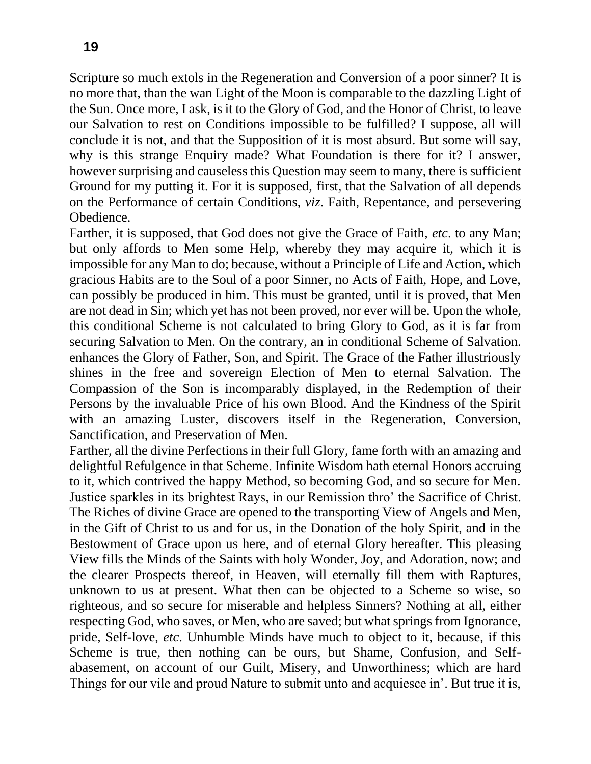Scripture so much extols in the Regeneration and Conversion of a poor sinner? It is no more that, than the wan Light of the Moon is comparable to the dazzling Light of the Sun. Once more, I ask, is it to the Glory of God, and the Honor of Christ, to leave our Salvation to rest on Conditions impossible to be fulfilled? I suppose, all will conclude it is not, and that the Supposition of it is most absurd. But some will say, why is this strange Enquiry made? What Foundation is there for it? I answer, however surprising and causeless this Question may seem to many, there is sufficient Ground for my putting it. For it is supposed, first, that the Salvation of all depends on the Performance of certain Conditions, *viz*. Faith, Repentance, and persevering Obedience.

Farther, it is supposed, that God does not give the Grace of Faith, *etc*. to any Man; but only affords to Men some Help, whereby they may acquire it, which it is impossible for any Man to do; because, without a Principle of Life and Action, which gracious Habits are to the Soul of a poor Sinner, no Acts of Faith, Hope, and Love, can possibly be produced in him. This must be granted, until it is proved, that Men are not dead in Sin; which yet has not been proved, nor ever will be. Upon the whole, this conditional Scheme is not calculated to bring Glory to God, as it is far from securing Salvation to Men. On the contrary, an in conditional Scheme of Salvation. enhances the Glory of Father, Son, and Spirit. The Grace of the Father illustriously shines in the free and sovereign Election of Men to eternal Salvation. The Compassion of the Son is incomparably displayed, in the Redemption of their Persons by the invaluable Price of his own Blood. And the Kindness of the Spirit with an amazing Luster, discovers itself in the Regeneration, Conversion, Sanctification, and Preservation of Men.

Farther, all the divine Perfections in their full Glory, fame forth with an amazing and delightful Refulgence in that Scheme. Infinite Wisdom hath eternal Honors accruing to it, which contrived the happy Method, so becoming God, and so secure for Men. Justice sparkles in its brightest Rays, in our Remission thro' the Sacrifice of Christ. The Riches of divine Grace are opened to the transporting View of Angels and Men, in the Gift of Christ to us and for us, in the Donation of the holy Spirit, and in the Bestowment of Grace upon us here, and of eternal Glory hereafter. This pleasing View fills the Minds of the Saints with holy Wonder, Joy, and Adoration, now; and the clearer Prospects thereof, in Heaven, will eternally fill them with Raptures, unknown to us at present. What then can be objected to a Scheme so wise, so righteous, and so secure for miserable and helpless Sinners? Nothing at all, either respecting God, who saves, or Men, who are saved; but what springs from Ignorance, pride, Self-love, *etc*. Unhumble Minds have much to object to it, because, if this Scheme is true, then nothing can be ours, but Shame, Confusion, and Self-abasement, on account of our Guilt, Misery, and Unworthiness; which are hard Things for our vile and proud Nature to submit unto and acquiesce in'. But true it is,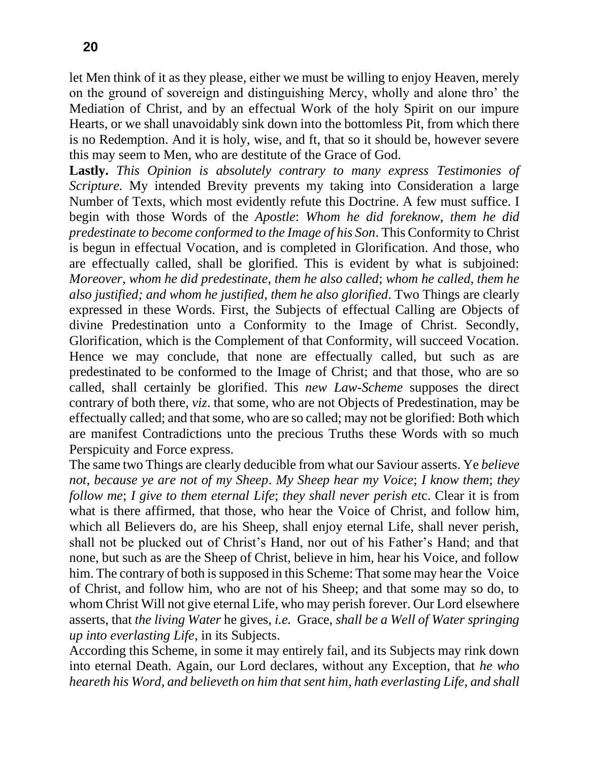let Men think of it as they please, either we must be willing to enjoy Heaven, merely on the ground of sovereign and distinguishing Mercy, wholly and alone thro' the Mediation of Christ, and by an effectual Work of the holy Spirit on our impure Hearts, or we shall unavoidably sink down into the bottomless Pit, from which there is no Redemption. And it is holy, wise, and ft, that so it should be, however severe this may seem to Men, who are destitute of the Grace of God.

**Lastly.** *This Opinion is absolutely contrary to many express Testimonies of Scripture.* My intended Brevity prevents my taking into Consideration a large Number of Texts, which most evidently refute this Doctrine. A few must suffice. I begin with those Words of the *Apostle*: *Whom he did foreknow, them he did predestinate to become conformed to the Image of his Son*. This Conformity to Christ is begun in effectual Vocation, and is completed in Glorification. And those, who are effectually called, shall be glorified. This is evident by what is subjoined: *Moreover, whom he did predestinate, them he also called*; *whom he called, them he also justified; and whom he justified, them he also glorified*. Two Things are clearly expressed in these Words. First, the Subjects of effectual Calling are Objects of divine Predestination unto a Conformity to the Image of Christ. Secondly, Glorification, which is the Complement of that Conformity, will succeed Vocation. Hence we may conclude, that none are effectually called, but such as are predestinated to be conformed to the Image of Christ; and that those, who are so called, shall certainly be glorified. This *new Law-Scheme* supposes the direct contrary of both there, *viz*. that some, who are not Objects of Predestination, may be effectually called; and that some, who are so called; may not be glorified: Both which are manifest Contradictions unto the precious Truths these Words with so much Perspicuity and Force express.

The same two Things are clearly deducible from what our Saviour asserts. Ye *believe not*, *because ye are not of my Sheep*. *My Sheep hear my Voice*; *I know them*; *they follow me*; *I give to them eternal Life*; *they shall never perish et*c. Clear it is from what is there affirmed, that those, who hear the Voice of Christ, and follow him, which all Believers do, are his Sheep, shall enjoy eternal Life, shall never perish, shall not be plucked out of Christ's Hand, nor out of his Father's Hand; and that none, but such as are the Sheep of Christ, believe in him, hear his Voice, and follow him. The contrary of both is supposed in this Scheme: That some may hear the Voice of Christ, and follow him, who are not of his Sheep; and that some may so do, to whom Christ Will not give eternal Life, who may perish forever. Our Lord elsewhere asserts, that *the living Water* he gives, *i.e.* Grace, *shall be a Well of Water springing up into everlasting Life*, in its Subjects.

According this Scheme, in some it may entirely fail, and its Subjects may rink down into eternal Death. Again, our Lord declares, without any Exception, that *he who heareth his Word*, *and believeth on him that sent him*, *hath everlasting Life*, *and shall*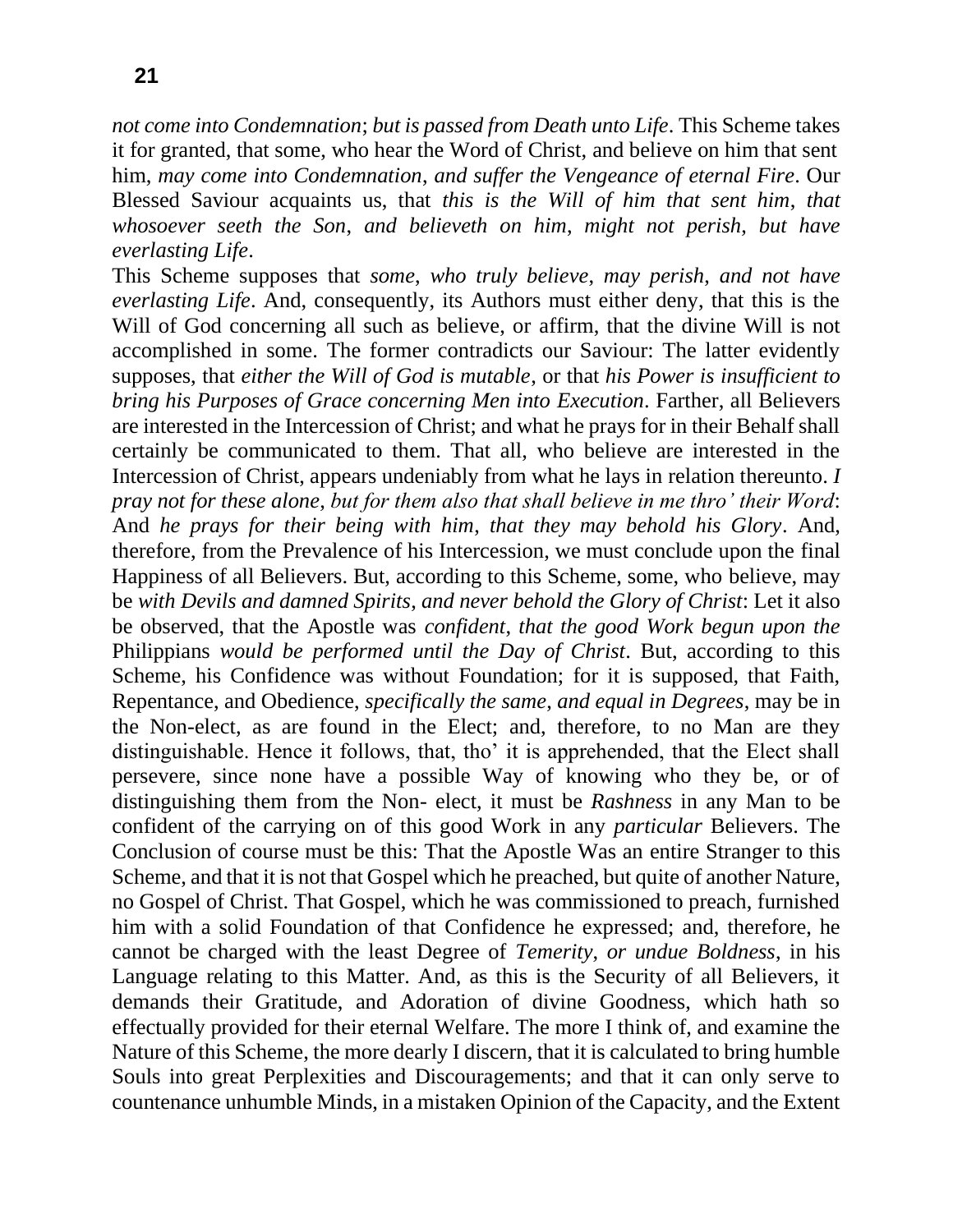*not come into Condemnation*; *but is passed from Death unto Life*. This Scheme takes it for granted, that some, who hear the Word of Christ, and believe on him that sent him, *may come into Condemnation, and suffer the Vengeance of eternal Fire*. Our Blessed Saviour acquaints us, that *this is the Will of him that sent him, that whosoever seeth the Son, and believeth on him, might not perish, but have everlasting Life*.

This Scheme supposes that *some, who truly believe, may perish, and not have everlasting Life*. And, consequently, its Authors must either deny, that this is the Will of God concerning all such as believe, or affirm, that the divine Will is not accomplished in some. The former contradicts our Saviour: The latter evidently supposes, that *either the Will of God is mutable*, or that *his Power is insufficient to bring his Purposes of Grace concerning Men into Execution*. Farther, all Believers are interested in the Intercession of Christ; and what he prays for in their Behalf shall certainly be communicated to them. That all, who believe are interested in the Intercession of Christ, appears undeniably from what he lays in relation thereunto. *I pray not for these alone, but for them also that shall believe in me thro' their Word*: And *he prays for their being with him, that they may behold his Glory*. And, therefore, from the Prevalence of his Intercession, we must conclude upon the final Happiness of all Believers. But, according to this Scheme, some, who believe, may be *with Devils and damned Spirits, and never behold the Glory of Christ*: Let it also be observed, that the Apostle was *confident, that the good Work begun upon the* Philippians *would be performed until the Day of Christ*. But, according to this Scheme, his Confidence was without Foundation; for it is supposed, that Faith, Repentance, and Obedience, *specifically the same, and equal in Degrees*, may be in the Non-elect, as are found in the Elect; and, therefore, to no Man are they distinguishable. Hence it follows, that, tho' it is apprehended, that the Elect shall persevere, since none have a possible Way of knowing who they be, or of distinguishing them from the Non- elect, it must be *Rashness* in any Man to be confident of the carrying on of this good Work in any *particular* Believers. The Conclusion of course must be this: That the Apostle Was an entire Stranger to this Scheme, and that it is not that Gospel which he preached, but quite of another Nature, no Gospel of Christ. That Gospel, which he was commissioned to preach, furnished him with a solid Foundation of that Confidence he expressed; and, therefore, he cannot be charged with the least Degree of *Temerity, or undue Boldness*, in his Language relating to this Matter. And, as this is the Security of all Believers, it demands their Gratitude, and Adoration of divine Goodness, which hath so effectually provided for their eternal Welfare. The more I think of, and examine the Nature of this Scheme, the more dearly I discern, that it is calculated to bring humble Souls into great Perplexities and Discouragements; and that it can only serve to countenance unhumble Minds, in a mistaken Opinion of the Capacity, and the Extent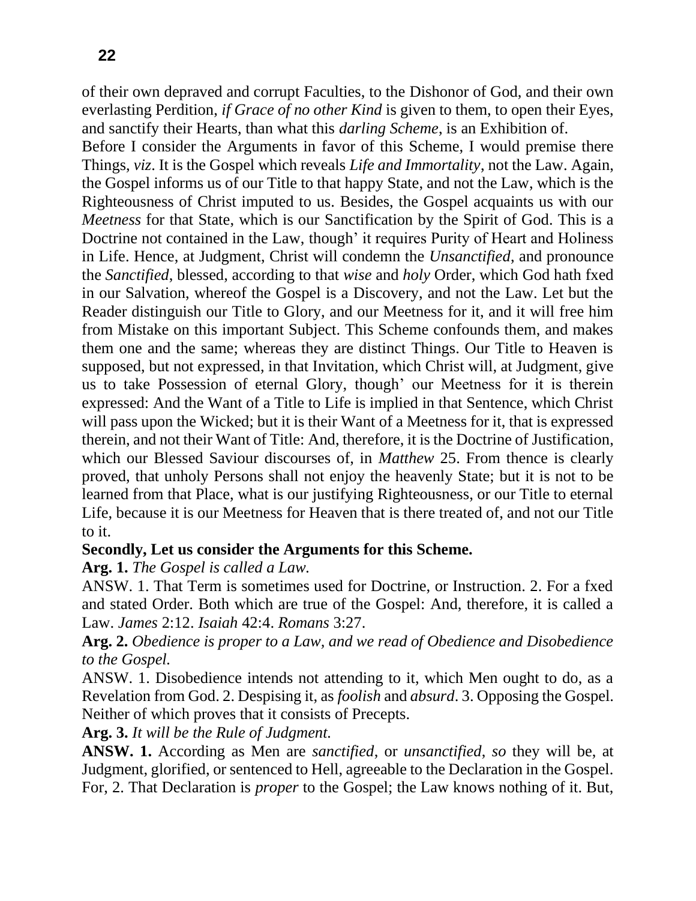of their own depraved and corrupt Faculties, to the Dishonor of God, and their own everlasting Perdition, *if Grace of no other Kind* is given to them, to open their Eyes, and sanctify their Hearts, than what this *darling Scheme*, is an Exhibition of.

Before I consider the Arguments in favor of this Scheme, I would premise there Things, *viz*. It is the Gospel which reveals *Life and Immortality*, not the Law. Again, the Gospel informs us of our Title to that happy State, and not the Law, which is the Righteousness of Christ imputed to us. Besides, the Gospel acquaints us with our *Meetness* for that State, which is our Sanctification by the Spirit of God. This is a Doctrine not contained in the Law, though' it requires Purity of Heart and Holiness in Life. Hence, at Judgment, Christ will condemn the *Unsanctified*, and pronounce the *Sanctified*, blessed, according to that *wise* and *holy* Order, which God hath fxed in our Salvation, whereof the Gospel is a Discovery, and not the Law. Let but the Reader distinguish our Title to Glory, and our Meetness for it, and it will free him from Mistake on this important Subject. This Scheme confounds them, and makes them one and the same; whereas they are distinct Things. Our Title to Heaven is supposed, but not expressed, in that Invitation, which Christ will, at Judgment, give us to take Possession of eternal Glory, though' our Meetness for it is therein expressed: And the Want of a Title to Life is implied in that Sentence, which Christ will pass upon the Wicked; but it is their Want of a Meetness for it, that is expressed therein, and not their Want of Title: And, therefore, it is the Doctrine of Justification, which our Blessed Saviour discourses of, in *Matthew* 25. From thence is clearly proved, that unholy Persons shall not enjoy the heavenly State; but it is not to be learned from that Place, what is our justifying Righteousness, or our Title to eternal Life, because it is our Meetness for Heaven that is there treated of, and not our Title to it.

**Secondly, Let us consider the Arguments for this Scheme.**

**Arg. 1.** *The Gospel is called a Law.*

ANSW. 1. That Term is sometimes used for Doctrine, or Instruction. 2. For a fxed and stated Order. Both which are true of the Gospel: And, therefore, it is called a Law. *James* 2:12. *Isaiah* 42:4. *Romans* 3:27.

**Arg. 2.** *Obedience is proper to a Law, and we read of Obedience and Disobedience to the Gospel.*

ANSW. 1. Disobedience intends not attending to it, which Men ought to do, as a Revelation from God. 2. Despising it, as *foolish* and *absurd*. 3. Opposing the Gospel. Neither of which proves that it consists of Precepts.

**Arg. 3.** *It will be the Rule of Judgment.*

**ANSW. 1.** According as Men are *sanctified*, or *unsanctified*, *so* they will be, at Judgment, glorified, or sentenced to Hell, agreeable to the Declaration in the Gospel. For, 2. That Declaration is *proper* to the Gospel; the Law knows nothing of it. But,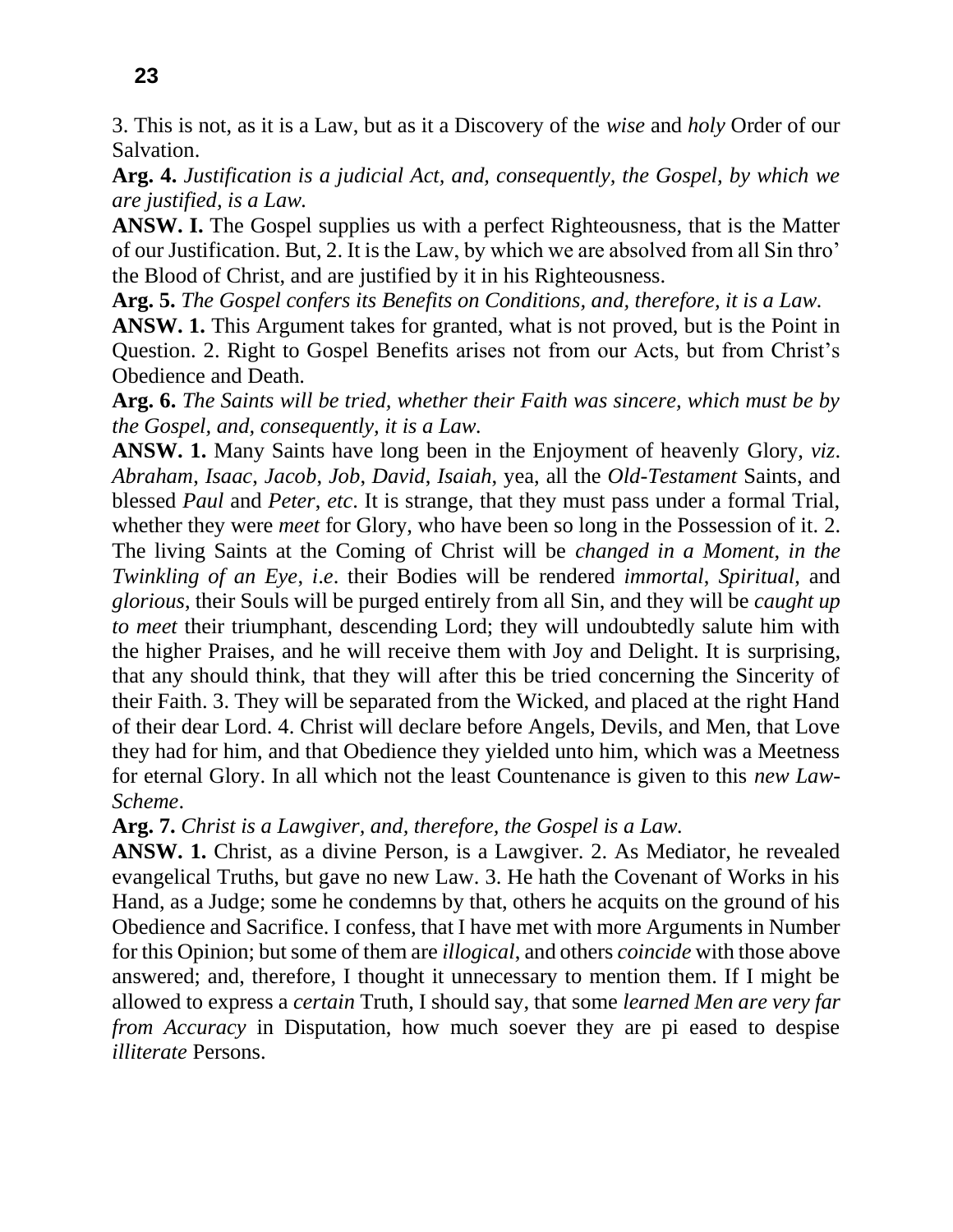3. This is not, as it is a Law, but as it a Discovery of the *wise* and *holy* Order of our Salvation.

**Arg. 4.** *Justification is a judicial Act, and, consequently, the Gospel, by which we are justified, is a Law.*

**ANSW. I.** The Gospel supplies us with a perfect Righteousness, that is the Matter of our Justification. But, 2. It is the Law, by which we are absolved from all Sin thro' the Blood of Christ, and are justified by it in his Righteousness.

**Arg. 5.** *The Gospel confers its Benefits on Conditions, and, therefore, it is a Law.*

**ANSW. 1.** This Argument takes for granted, what is not proved, but is the Point in Question. 2. Right to Gospel Benefits arises not from our Acts, but from Christ's Obedience and Death.

**Arg. 6.** *The Saints will be tried, whether their Faith was sincere, which must be by the Gospel, and, consequently, it is a Law.*

**ANSW. 1.** Many Saints have long been in the Enjoyment of heavenly Glory, *viz*. *Abraham*, *Isaac*, *Jacob*, *Job*, *David*, *Isaiah*, yea, all the *Old-Testament* Saints, and blessed *Paul* and *Peter*, *etc*. It is strange, that they must pass under a formal Trial, whether they were *meet* for Glory, who have been so long in the Possession of it. 2. The living Saints at the Coming of Christ will be *changed in a Moment*, *in the Twinkling of an Eye*, *i.e*. their Bodies will be rendered *immortal*, *Spiritual*, and *glorious*, their Souls will be purged entirely from all Sin, and they will be *caught up to meet* their triumphant, descending Lord; they will undoubtedly salute him with the higher Praises, and he will receive them with Joy and Delight. It is surprising, that any should think, that they will after this be tried concerning the Sincerity of their Faith. 3. They will be separated from the Wicked, and placed at the right Hand of their dear Lord. 4. Christ will declare before Angels, Devils, and Men, that Love they had for him, and that Obedience they yielded unto him, which was a Meetness for eternal Glory. In all which not the least Countenance is given to this *new Law-Scheme*.

**Arg. 7.** *Christ is a Lawgiver, and, therefore, the Gospel is a Law.*

**ANSW. 1.** Christ, as a divine Person, is a Lawgiver. 2. As Mediator, he revealed evangelical Truths, but gave no new Law. 3. He hath the Covenant of Works in his Hand, as a Judge; some he condemns by that, others he acquits on the ground of his Obedience and Sacrifice. I confess, that I have met with more Arguments in Number for this Opinion; but some of them are *illogical*, and others *coincide* with those above answered; and, therefore, I thought it unnecessary to mention them. If I might be allowed to express a *certain* Truth, I should say, that some *learned Men are very far from Accuracy* in Disputation, how much soever they are pi eased to despise *illiterate* Persons.